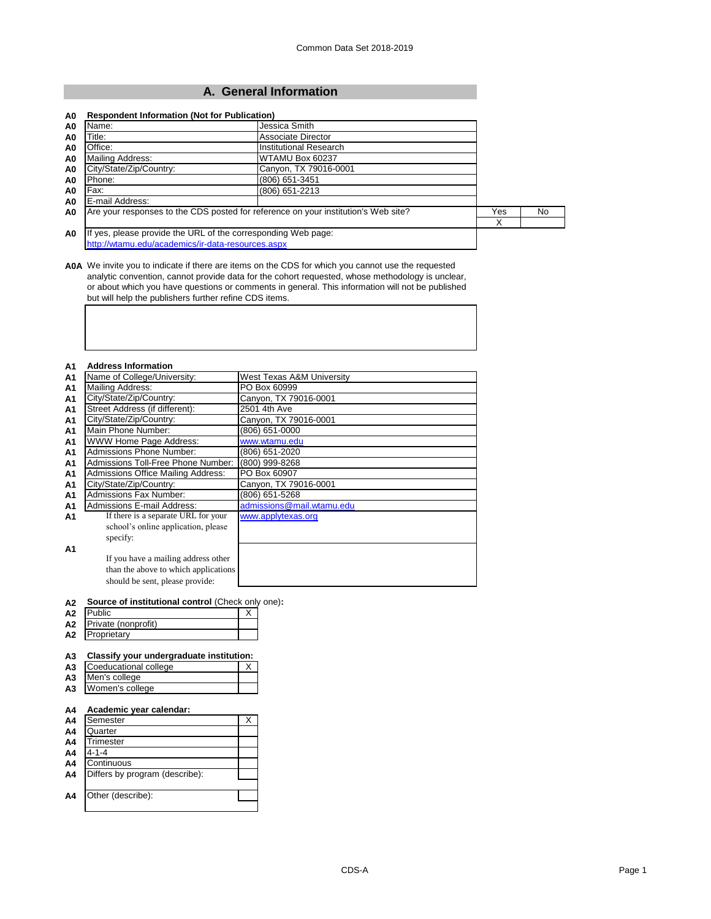Common Data Set 2018-2019

## A. General Information

**A0 Respondent Information (Not for Publication)**

| | | |
|---|---|---|
| A0 | Name: | Jessica Smith |
| A0 | Title: | Associate Director |
| A0 | Office: | Institutional Research |
| A0 | Mailing Address: | WTAMU Box 60237 |
| A0 | City/State/Zip/Country: | Canyon, TX 79016-0001 |
| A0 | Phone: | (806) 651-3451 |
| A0 | Fax: | (806) 651-2213 |
| A0 | E-mail Address: | |

| | | Yes | No |
|---|---|---|---|
| A0 | Are your responses to the CDS posted for reference on your institution's Web site? | X | |

A0 If yes, please provide the URL of the corresponding Web page:
http://wtamu.edu/academics/ir-data-resources.aspx

**A0A** We invite you to indicate if there are items on the CDS for which you cannot use the requested analytic convention, cannot provide data for the cohort requested, whose methodology is unclear, or about which you have questions or comments in general. This information will not be published but will help the publishers further refine CDS items.

**A1 Address Information**

| | | |
|---|---|---|
| A1 | Name of College/University: | West Texas A&M University |
| A1 | Mailing Address: | PO Box 60999 |
| A1 | City/State/Zip/Country: | Canyon, TX 79016-0001 |
| A1 | Street Address (if different): | 2501 4th Ave |
| A1 | City/State/Zip/Country: | Canyon, TX 79016-0001 |
| A1 | Main Phone Number: | (806) 651-0000 |
| A1 | WWW Home Page Address: | www.wtamu.edu |
| A1 | Admissions Phone Number: | (806) 651-2020 |
| A1 | Admissions Toll-Free Phone Number: | (800) 999-8268 |
| A1 | Admissions Office Mailing Address: | PO Box 60907 |
| A1 | City/State/Zip/Country: | Canyon, TX 79016-0001 |
| A1 | Admissions Fax Number: | (806) 651-5268 |
| A1 | Admissions E-mail Address: | admissions@mail.wtamu.edu |
| A1 | If there is a separate URL for your school's online application, please specify: | www.applytexas.org |
| A1 | If you have a mailing address other than the above to which applications should be sent, please provide: | |

**A2 Source of institutional control** (Check only one)**:**

| | | |
|---|---|---|
| A2 | Public | X |
| A2 | Private (nonprofit) | |
| A2 | Proprietary | |

**A3 Classify your undergraduate institution:**

| | | |
|---|---|---|
| A3 | Coeducational college | X |
| A3 | Men's college | |
| A3 | Women's college | |

**A4 Academic year calendar:**

| | | |
|---|---|---|
| A4 | Semester | X |
| A4 | Quarter | |
| A4 | Trimester | |
| A4 | 4-1-4 | |
| A4 | Continuous | |
| A4 | Differs by program (describe): | |
| A4 | Other (describe): | |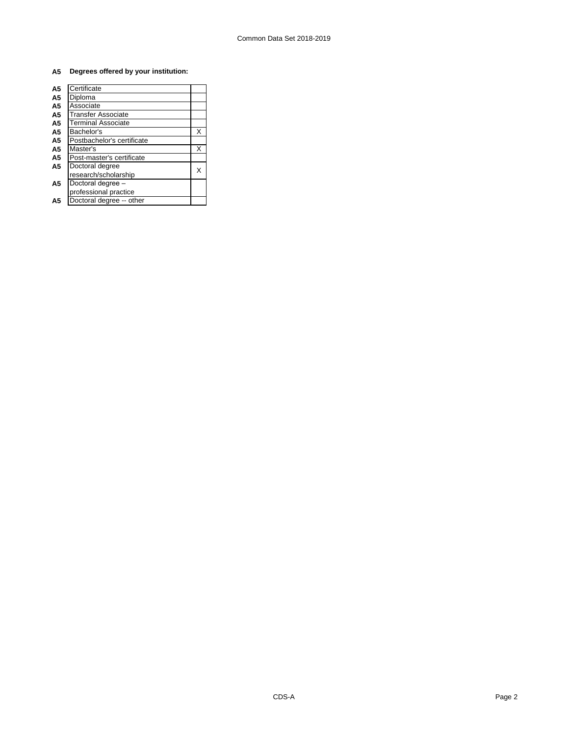**A5 Degrees offered by your institution:**

| | | |
|---|---|---|
| A5 | Certificate | |
| A5 | Diploma | |
| A5 | Associate | |
| A5 | Transfer Associate | |
| A5 | Terminal Associate | |
| A5 | Bachelor's | X |
| A5 | Postbachelor's certificate | |
| A5 | Master's | X |
| A5 | Post-master's certificate | |
| A5 | Doctoral degree research/scholarship | X |
| A5 | Doctoral degree – professional practice | |
| A5 | Doctoral degree -- other | |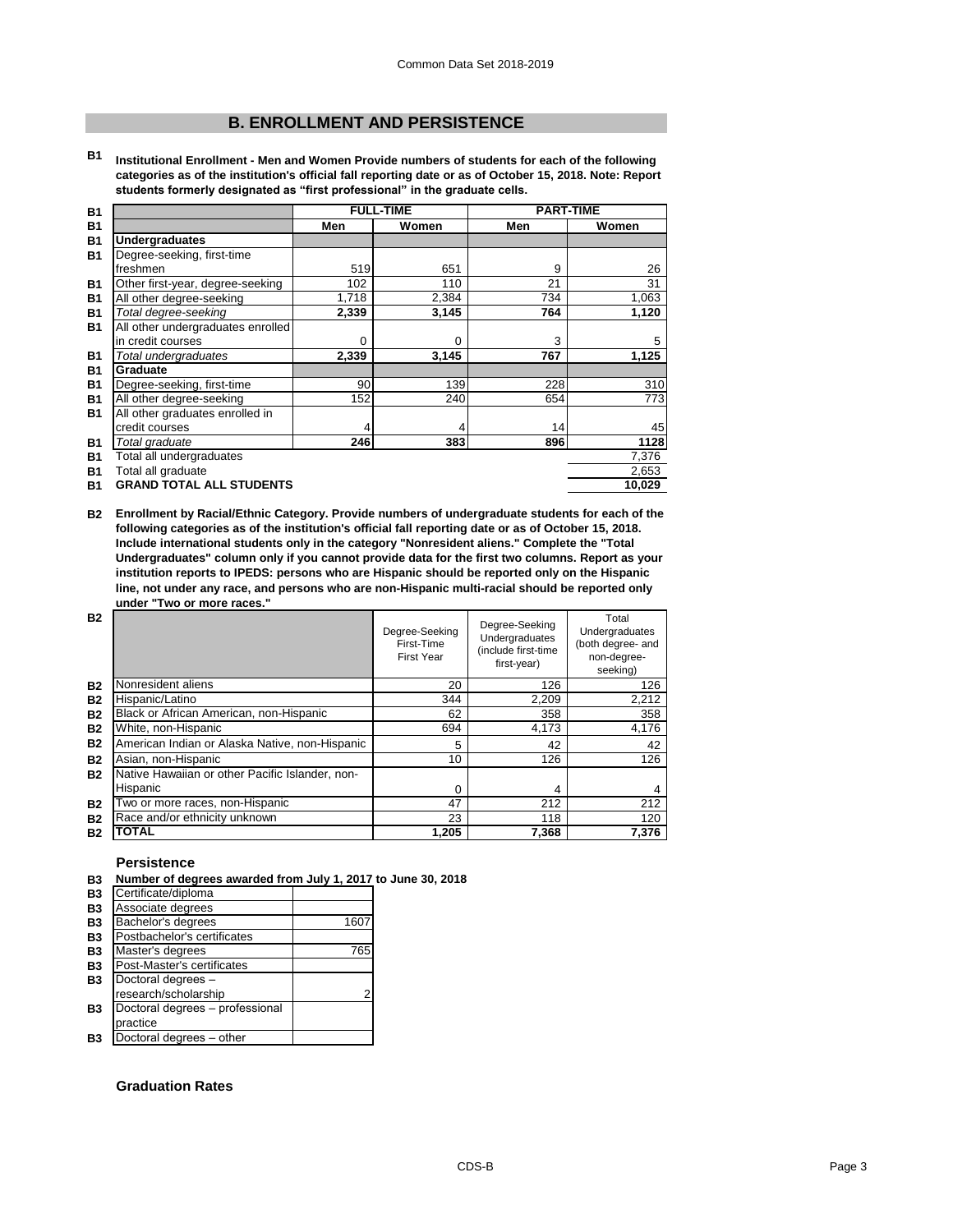## B. ENROLLMENT AND PERSISTENCE

**B1** **Institutional Enrollment - Men and Women Provide numbers of students for each of the following categories as of the institution's official fall reporting date or as of October 15, 2018. Note: Report students formerly designated as "first professional" in the graduate cells.**

| | FULL-TIME | | PART-TIME | |
|---|---|---|---|---|
| | Men | Women | Men | Women |
| **Undergraduates** | | | | |
| Degree-seeking, first-time freshmen | 519 | 651 | 9 | 26 |
| Other first-year, degree-seeking | 102 | 110 | 21 | 31 |
| All other degree-seeking | 1,718 | 2,384 | 734 | 1,063 |
| *Total degree-seeking* | **2,339** | **3,145** | **764** | **1,120** |
| All other undergraduates enrolled in credit courses | 0 | 0 | 3 | 5 |
| *Total undergraduates* | **2,339** | **3,145** | **767** | **1,125** |
| **Graduate** | | | | |
| Degree-seeking, first-time | 90 | 139 | 228 | 310 |
| All other degree-seeking | 152 | 240 | 654 | 773 |
| All other graduates enrolled in credit courses | 4 | 4 | 14 | 45 |
| *Total graduate* | **246** | **383** | **896** | **1128** |
| Total all undergraduates | | | | 7,376 |
| Total all graduate | | | | 2,653 |
| **GRAND TOTAL ALL STUDENTS** | | | | **10,029** |

**B2** **Enrollment by Racial/Ethnic Category. Provide numbers of undergraduate students for each of the following categories as of the institution's official fall reporting date or as of October 15, 2018. Include international students only in the category "Nonresident aliens." Complete the "Total Undergraduates" column only if you cannot provide data for the first two columns. Report as your institution reports to IPEDS: persons who are Hispanic should be reported only on the Hispanic line, not under any race, and persons who are non-Hispanic multi-racial should be reported only under "Two or more races."**

| | Degree-Seeking First-Time First Year | Degree-Seeking Undergraduates (include first-time first-year) | Total Undergraduates (both degree- and non-degree-seeking) |
|---|---|---|---|
| Nonresident aliens | 20 | 126 | 126 |
| Hispanic/Latino | 344 | 2,209 | 2,212 |
| Black or African American, non-Hispanic | 62 | 358 | 358 |
| White, non-Hispanic | 694 | 4,173 | 4,176 |
| American Indian or Alaska Native, non-Hispanic | 5 | 42 | 42 |
| Asian, non-Hispanic | 10 | 126 | 126 |
| Native Hawaiian or other Pacific Islander, non-Hispanic | 0 | 4 | 4 |
| Two or more races, non-Hispanic | 47 | 212 | 212 |
| Race and/or ethnicity unknown | 23 | 118 | 120 |
| **TOTAL** | **1,205** | **7,368** | **7,376** |

### Persistence

**B3** **Number of degrees awarded from July 1, 2017 to June 30, 2018**

| Degree | Number |
|---|---|
| Certificate/diploma | |
| Associate degrees | |
| Bachelor's degrees | 1607 |
| Postbachelor's certificates | |
| Master's degrees | 765 |
| Post-Master's certificates | |
| Doctoral degrees – research/scholarship | 2 |
| Doctoral degrees – professional practice | |
| Doctoral degrees – other | |

### Graduation Rates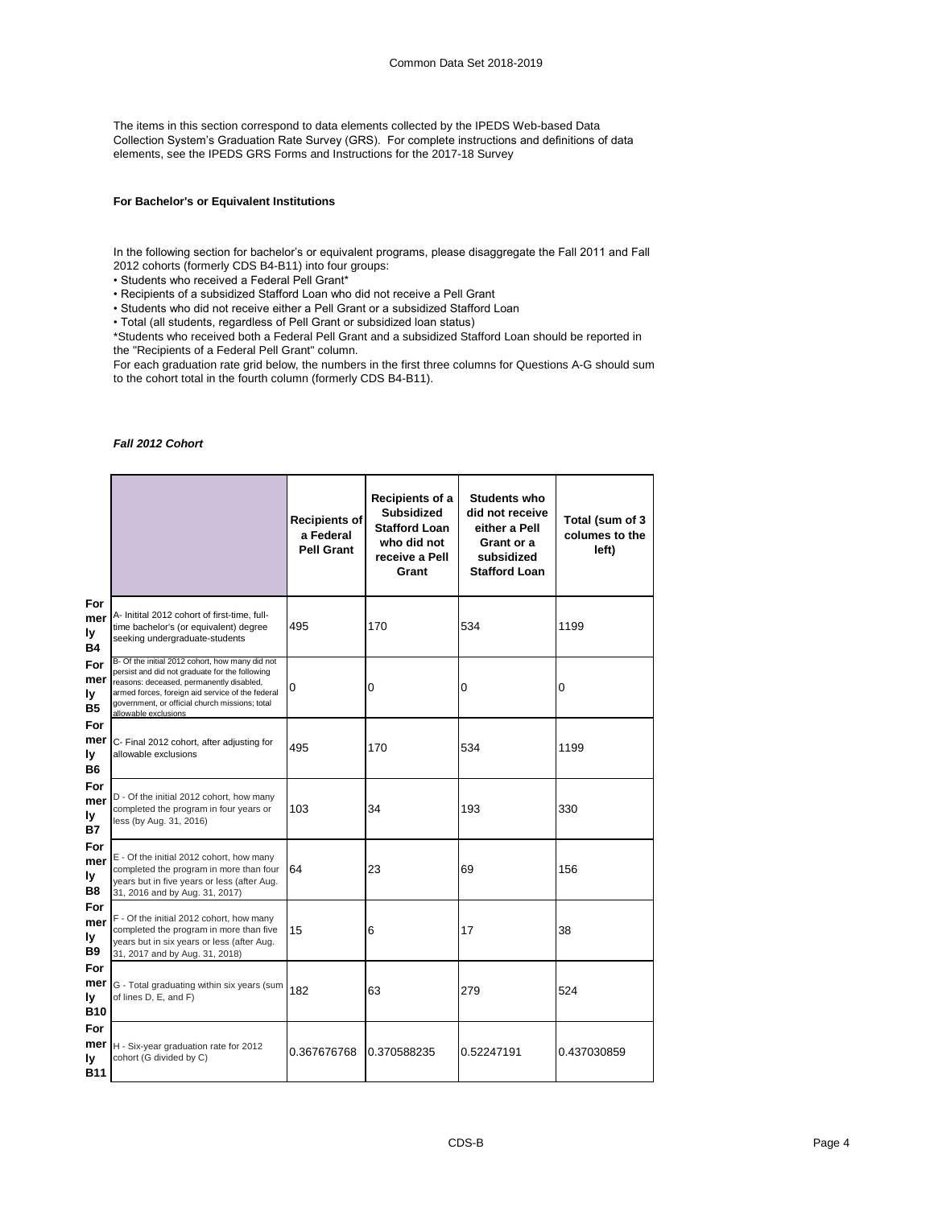The items in this section correspond to data elements collected by the IPEDS Web-based Data Collection System's Graduation Rate Survey (GRS). For complete instructions and definitions of data elements, see the IPEDS GRS Forms and Instructions for the 2017-18 Survey

**For Bachelor's or Equivalent Institutions**

In the following section for bachelor's or equivalent programs, please disaggregate the Fall 2011 and Fall 2012 cohorts (formerly CDS B4-B11) into four groups:

- Students who received a Federal Pell Grant*
- Recipients of a subsidized Stafford Loan who did not receive a Pell Grant
- Students who did not receive either a Pell Grant or a subsidized Stafford Loan
- Total (all students, regardless of Pell Grant or subsidized loan status)

*Students who received both a Federal Pell Grant and a subsidized Stafford Loan should be reported in the "Recipients of a Federal Pell Grant" column.

For each graduation rate grid below, the numbers in the first three columns for Questions A-G should sum to the cohort total in the fourth column (formerly CDS B4-B11).

***Fall 2012 Cohort***

| | | Recipients of a Federal Pell Grant | Recipients of a Subsidized Stafford Loan who did not receive a Pell Grant | Students who did not receive either a Pell Grant or a subsidized Stafford Loan | Total (sum of 3 columes to the left) |
|---|---|---|---|---|---|
| Formerly B4 | A- Initital 2012 cohort of first-time, full-time bachelor's (or equivalent) degree seeking undergraduate-students | 495 | 170 | 534 | 1199 |
| Formerly B5 | B- Of the initial 2012 cohort, how many did not persist and did not graduate for the following reasons: deceased, permanently disabled, armed forces, foreign aid service of the federal government, or official church missions; total allowable exclusions | 0 | 0 | 0 | 0 |
| Formerly B6 | C- Final 2012 cohort, after adjusting for allowable exclusions | 495 | 170 | 534 | 1199 |
| Formerly B7 | D - Of the initial 2012 cohort, how many completed the program in four years or less (by Aug. 31, 2016) | 103 | 34 | 193 | 330 |
| Formerly B8 | E - Of the initial 2012 cohort, how many completed the program in more than four years but in five years or less (after Aug. 31, 2016 and by Aug. 31, 2017) | 64 | 23 | 69 | 156 |
| Formerly B9 | F - Of the initial 2012 cohort, how many completed the program in more than five years but in six years or less (after Aug. 31, 2017 and by Aug. 31, 2018) | 15 | 6 | 17 | 38 |
| Formerly B10 | G - Total graduating within six years (sum of lines D, E, and F) | 182 | 63 | 279 | 524 |
| Formerly B11 | H - Six-year graduation rate for 2012 cohort (G divided by C) | 0.367676768 | 0.370588235 | 0.52247191 | 0.437030859 |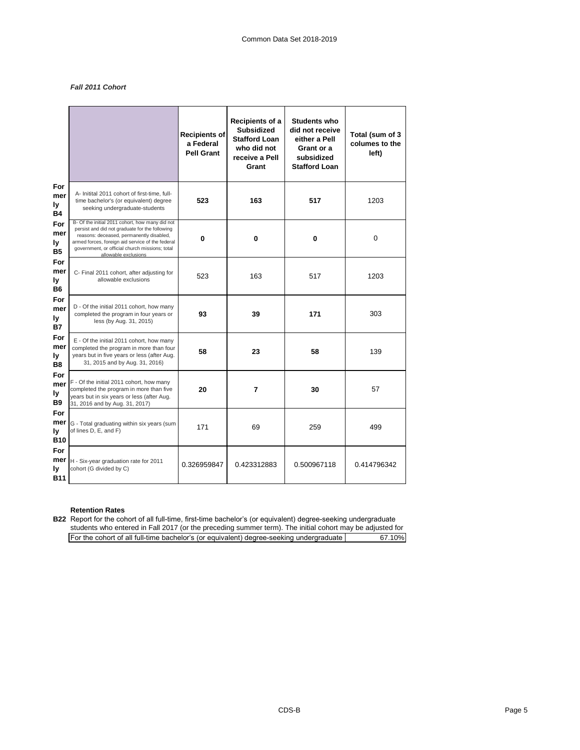*Fall 2011 Cohort*

| | | Recipients of a Federal Pell Grant | Recipients of a Subsidized Stafford Loan who did not receive a Pell Grant | Students who did not receive either a Pell Grant or a subsidized Stafford Loan | Total (sum of 3 columes to the left) |
|---|---|---|---|---|---|
| Formerly B4 | A- Initital 2011 cohort of first-time, full-time bachelor's (or equivalent) degree seeking undergraduate-students | **523** | **163** | **517** | 1203 |
| Formerly B5 | B- Of the initial 2011 cohort, how many did not persist and did not graduate for the following reasons: deceased, permanently disabled, armed forces, foreign aid service of the federal government, or official church missions; total allowable exclusions | **0** | **0** | **0** | 0 |
| Formerly B6 | C- Final 2011 cohort, after adjusting for allowable exclusions | 523 | 163 | 517 | 1203 |
| Formerly B7 | D - Of the initial 2011 cohort, how many completed the program in four years or less (by Aug. 31, 2015) | **93** | **39** | **171** | 303 |
| Formerly B8 | E - Of the initial 2011 cohort, how many completed the program in more than four years but in five years or less (after Aug. 31, 2015 and by Aug. 31, 2016) | **58** | **23** | **58** | 139 |
| Formerly B9 | F - Of the initial 2011 cohort, how many completed the program in more than five years but in six years or less (after Aug. 31, 2016 and by Aug. 31, 2017) | **20** | **7** | **30** | 57 |
| Formerly B10 | G - Total graduating within six years (sum of lines D, E, and F) | 171 | 69 | 259 | 499 |
| Formerly B11 | H - Six-year graduation rate for 2011 cohort (G divided by C) | 0.326959847 | 0.423312883 | 0.500967118 | 0.414796342 |

**Retention Rates**

**B22** Report for the cohort of all full-time, first-time bachelor's (or equivalent) degree-seeking undergraduate students who entered in Fall 2017 (or the preceding summer term). The initial cohort may be adjusted for

| For the cohort of all full-time bachelor's (or equivalent) degree-seeking undergraduate | 67.10% |
|---|---|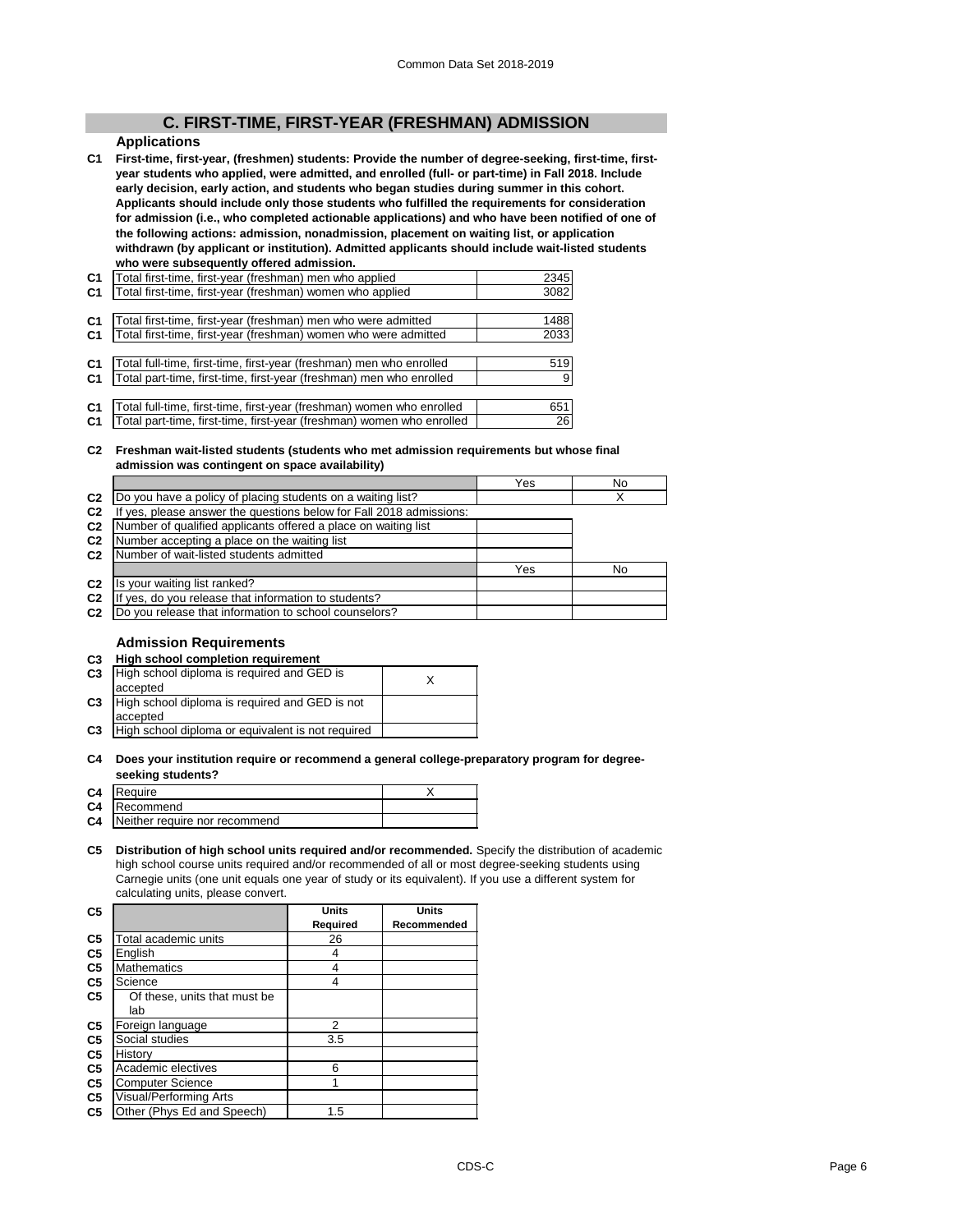# C. FIRST-TIME, FIRST-YEAR (FRESHMAN) ADMISSION

## Applications

**C1 First-time, first-year, (freshmen) students: Provide the number of degree-seeking, first-time, first-year students who applied, were admitted, and enrolled (full- or part-time) in Fall 2018. Include early decision, early action, and students who began studies during summer in this cohort. Applicants should include only those students who fulfilled the requirements for consideration for admission (i.e., who completed actionable applications) and who have been notified of one of the following actions: admission, nonadmission, placement on waiting list, or application withdrawn (by applicant or institution). Admitted applicants should include wait-listed students who were subsequently offered admission.**

| | | |
|---|---|---|
| C1 | Total first-time, first-year (freshman) men who applied | 2345 |
| C1 | Total first-time, first-year (freshman) women who applied | 3082 |
| C1 | Total first-time, first-year (freshman) men who were admitted | 1488 |
| C1 | Total first-time, first-year (freshman) women who were admitted | 2033 |
| C1 | Total full-time, first-time, first-year (freshman) men who enrolled | 519 |
| C1 | Total part-time, first-time, first-year (freshman) men who enrolled | 9 |
| C1 | Total full-time, first-time, first-year (freshman) women who enrolled | 651 |
| C1 | Total part-time, first-time, first-year (freshman) women who enrolled | 26 |

**C2 Freshman wait-listed students (students who met admission requirements but whose final admission was contingent on space availability)**

| | | Yes | No |
|---|---|---|---|
| C2 | Do you have a policy of placing students on a waiting list? | | X |
| C2 | If yes, please answer the questions below for Fall 2018 admissions: | | |
| C2 | Number of qualified applicants offered a place on waiting list | | |
| C2 | Number accepting a place on the waiting list | | |
| C2 | Number of wait-listed students admitted | | |
| | | Yes | No |
| C2 | Is your waiting list ranked? | | |
| C2 | If yes, do you release that information to students? | | |
| C2 | Do you release that information to school counselors? | | |

## Admission Requirements

**C3 High school completion requirement**

| | | |
|---|---|---|
| C3 | High school diploma is required and GED is accepted | X |
| C3 | High school diploma is required and GED is not accepted | |
| C3 | High school diploma or equivalent is not required | |

**C4 Does your institution require or recommend a general college-preparatory program for degree-seeking students?**

| | | |
|---|---|---|
| C4 | Require | X |
| C4 | Recommend | |
| C4 | Neither require nor recommend | |

**C5 Distribution of high school units required and/or recommended.** Specify the distribution of academic high school course units required and/or recommended of all or most degree-seeking students using Carnegie units (one unit equals one year of study or its equivalent). If you use a different system for calculating units, please convert.

| C5 | | Units Required | Units Recommended |
|---|---|---|---|
| C5 | Total academic units | 26 | |
| C5 | English | 4 | |
| C5 | Mathematics | 4 | |
| C5 | Science | 4 | |
| C5 | Of these, units that must be lab | | |
| C5 | Foreign language | 2 | |
| C5 | Social studies | 3.5 | |
| C5 | History | | |
| C5 | Academic electives | 6 | |
| C5 | Computer Science | 1 | |
| C5 | Visual/Performing Arts | | |
| C5 | Other (Phys Ed and Speech) | 1.5 | |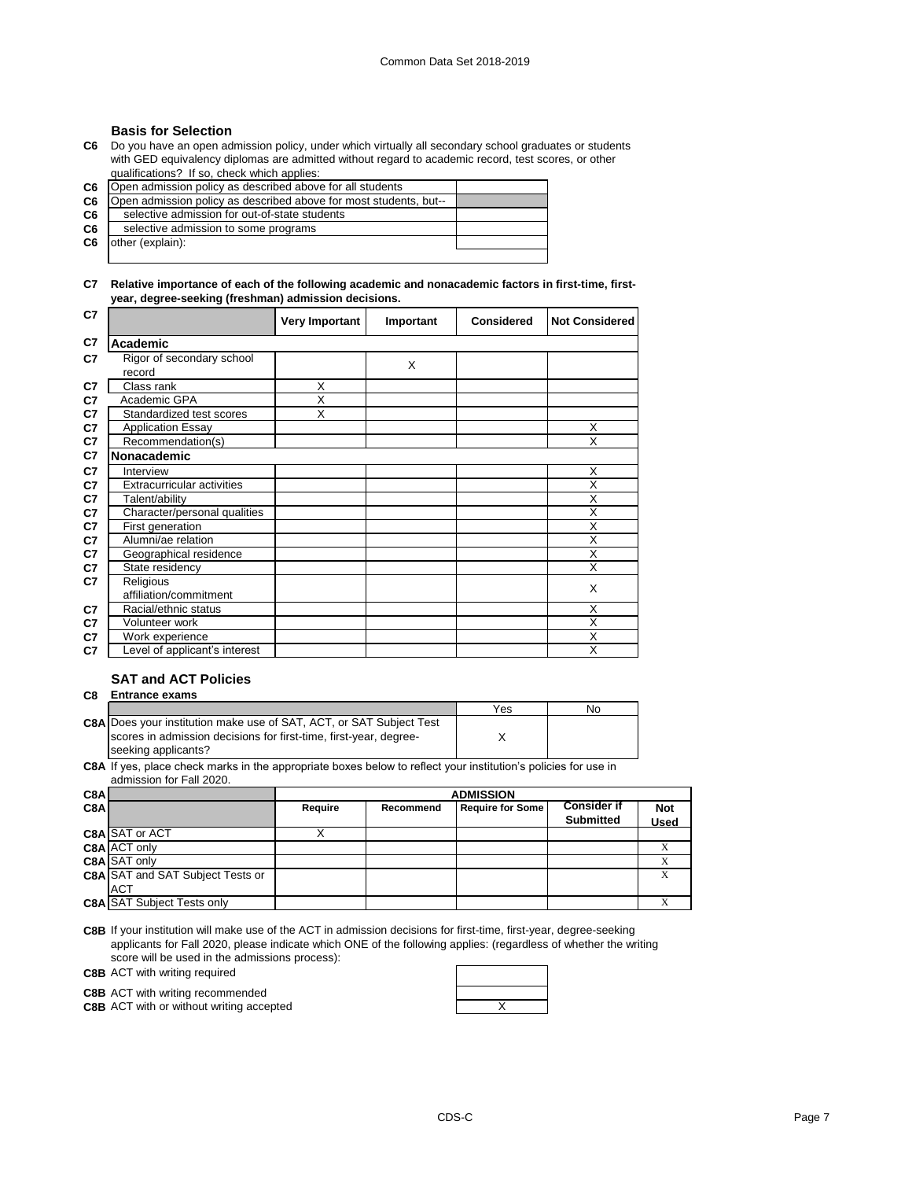## Basis for Selection

**C6** Do you have an open admission policy, under which virtually all secondary school graduates or students with GED equivalency diplomas are admitted without regard to academic record, test scores, or other qualifications? If so, check which applies:

| | | |
|---|---|---|
| C6 | Open admission policy as described above for all students | |
| C6 | Open admission policy as described above for most students, but-- | |
| C6 | selective admission for out-of-state students | |
| C6 | selective admission to some programs | |
| C6 | other (explain): | |

**C7 Relative importance of each of the following academic and nonacademic factors in first-time, first-year, degree-seeking (freshman) admission decisions.**

| C7 | | Very Important | Important | Considered | Not Considered |
|---|---|---|---|---|---|
| C7 | **Academic** | | | | |
| C7 | Rigor of secondary school record | | X | | |
| C7 | Class rank | X | | | |
| C7 | Academic GPA | X | | | |
| C7 | Standardized test scores | X | | | |
| C7 | Application Essay | | | | X |
| C7 | Recommendation(s) | | | | X |
| C7 | **Nonacademic** | | | | |
| C7 | Interview | | | | X |
| C7 | Extracurricular activities | | | | X |
| C7 | Talent/ability | | | | X |
| C7 | Character/personal qualities | | | | X |
| C7 | First generation | | | | X |
| C7 | Alumni/ae relation | | | | X |
| C7 | Geographical residence | | | | X |
| C7 | State residency | | | | X |
| C7 | Religious affiliation/commitment | | | | X |
| C7 | Racial/ethnic status | | | | X |
| C7 | Volunteer work | | | | X |
| C7 | Work experience | | | | X |
| C7 | Level of applicant's interest | | | | X |

## SAT and ACT Policies

**C8 Entrance exams**

| | | Yes | No |
|---|---|---|---|
| C8A | Does your institution make use of SAT, ACT, or SAT Subject Test scores in admission decisions for first-time, first-year, degree-seeking applicants? | X | |

**C8A** If yes, place check marks in the appropriate boxes below to reflect your institution's policies for use in admission for Fall 2020.

| C8A | | ADMISSION | | | | |
|---|---|---|---|---|---|---|
| C8A | | Require | Recommend | Require for Some | Consider if Submitted | Not Used |
| C8A | SAT or ACT | X | | | | |
| C8A | ACT only | | | | | X |
| C8A | SAT only | | | | | X |
| C8A | SAT and SAT Subject Tests or ACT | | | | | X |
| C8A | SAT Subject Tests only | | | | | X |

**C8B** If your institution will make use of the ACT in admission decisions for first-time, first-year, degree-seeking applicants for Fall 2020, please indicate which ONE of the following applies: (regardless of whether the writing score will be used in the admissions process):

| | | |
|---|---|---|
| C8B | ACT with writing required | |
| C8B | ACT with writing recommended | |
| C8B | ACT with or without writing accepted | X |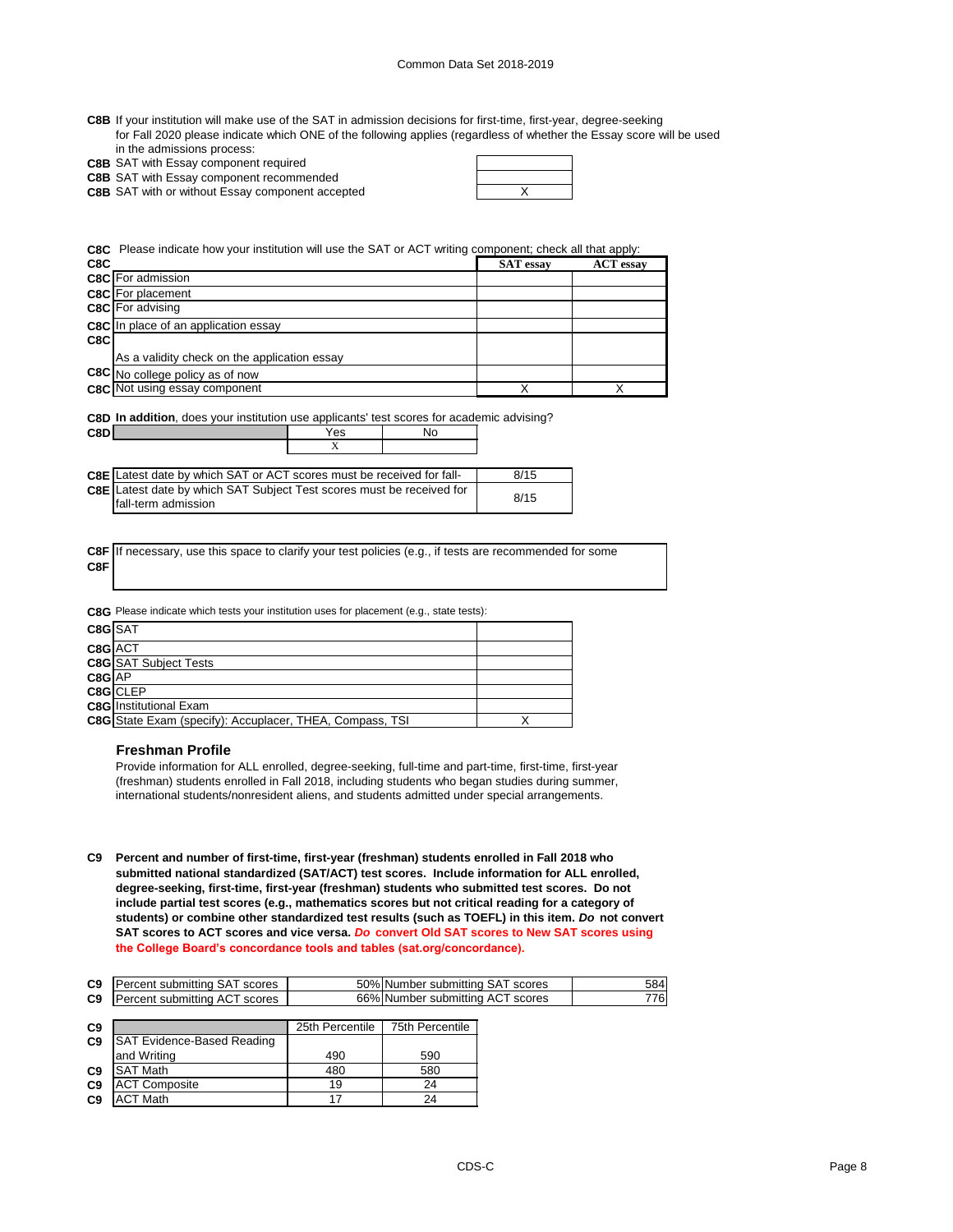**C8B** If your institution will make use of the SAT in admission decisions for first-time, first-year, degree-seeking for Fall 2020 please indicate which ONE of the following applies (regardless of whether the Essay score will be used in the admissions process:

| | | |
|---|---|---|
| C8B | SAT with Essay component required | |
| C8B | SAT with Essay component recommended | |
| C8B | SAT with or without Essay component accepted | X |

**C8C** Please indicate how your institution will use the SAT or ACT writing component; check all that apply:

| C8C | | SAT essay | ACT essay |
|---|---|---|---|
| C8C | For admission | | |
| C8C | For placement | | |
| C8C | For advising | | |
| C8C | In place of an application essay | | |
| C8C | As a validity check on the application essay | | |
| C8C | No college policy as of now | | |
| C8C | Not using essay component | X | X |

**C8D** **In addition**, does your institution use applicants' test scores for academic advising?

| C8D | | Yes | No |
|---|---|---|---|
| | | X | |

| | | |
|---|---|---|
| C8E | Latest date by which SAT or ACT scores must be received for fall- | 8/15 |
| C8E | Latest date by which SAT Subject Test scores must be received for fall-term admission | 8/15 |

**C8F** If necessary, use this space to clarify your test policies (e.g., if tests are recommended for some

**C8F**

**C8G** Please indicate which tests your institution uses for placement (e.g., state tests):

| | | |
|---|---|---|
| C8G | SAT | |
| C8G | ACT | |
| C8G | SAT Subject Tests | |
| C8G | AP | |
| C8G | CLEP | |
| C8G | Institutional Exam | |
| C8G | State Exam (specify): Accuplacer, THEA, Compass, TSI | X |

### Freshman Profile

Provide information for ALL enrolled, degree-seeking, full-time and part-time, first-time, first-year (freshman) students enrolled in Fall 2018, including students who began studies during summer, international students/nonresident aliens, and students admitted under special arrangements.

**C9** **Percent and number of first-time, first-year (freshman) students enrolled in Fall 2018 who submitted national standardized (SAT/ACT) test scores. Include information for ALL enrolled, degree-seeking, first-time, first-year (freshman) students who submitted test scores. Do not include partial test scores (e.g., mathematics scores but not critical reading for a category of students) or combine other standardized test results (such as TOEFL) in this item. *Do* not convert SAT scores to ACT scores and vice versa. *Do* convert Old SAT scores to New SAT scores using the College Board's concordance tools and tables (sat.org/concordance).**

| | | | | |
|---|---|---|---|---|
| C9 | Percent submitting SAT scores | 50% | Number submitting SAT scores | 584 |
| C9 | Percent submitting ACT scores | 66% | Number submitting ACT scores | 776 |

| C9 | | 25th Percentile | 75th Percentile |
|---|---|---|---|
| C9 | SAT Evidence-Based Reading and Writing | 490 | 590 |
| C9 | SAT Math | 480 | 580 |
| C9 | ACT Composite | 19 | 24 |
| C9 | ACT Math | 17 | 24 |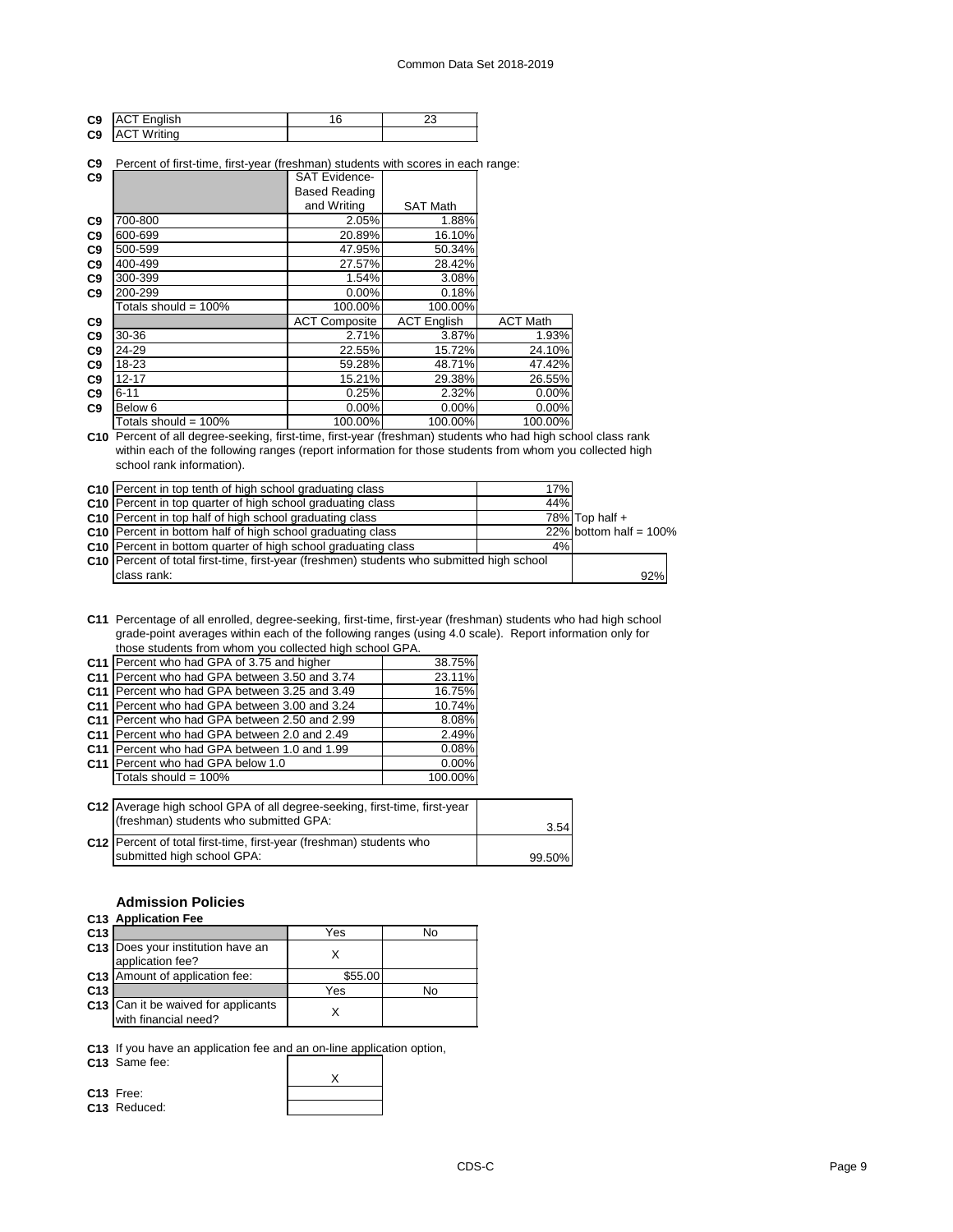| | | | |
|---|---|---|---|
| C9 | ACT English | 16 | 23 |
| C9 | ACT Writing | | |

**C9** Percent of first-time, first-year (freshman) students with scores in each range:

| | | SAT Evidence-Based Reading and Writing | SAT Math | |
|---|---|---|---|---|
| C9 | 700-800 | 2.05% | 1.88% | |
| C9 | 600-699 | 20.89% | 16.10% | |
| C9 | 500-599 | 47.95% | 50.34% | |
| C9 | 400-499 | 27.57% | 28.42% | |
| C9 | 300-399 | 1.54% | 3.08% | |
| C9 | 200-299 | 0.00% | 0.18% | |
| | Totals should = 100% | 100.00% | 100.00% | |
| C9 | | ACT Composite | ACT English | ACT Math |
| C9 | 30-36 | 2.71% | 3.87% | 1.93% |
| C9 | 24-29 | 22.55% | 15.72% | 24.10% |
| C9 | 18-23 | 59.28% | 48.71% | 47.42% |
| C9 | 12-17 | 15.21% | 29.38% | 26.55% |
| C9 | 6-11 | 0.25% | 2.32% | 0.00% |
| C9 | Below 6 | 0.00% | 0.00% | 0.00% |
| | Totals should = 100% | 100.00% | 100.00% | 100.00% |

**C10** Percent of all degree-seeking, first-time, first-year (freshman) students who had high school class rank within each of the following ranges (report information for those students from whom you collected high school rank information).

| | | | |
|---|---|---|---|
| C10 | Percent in top tenth of high school graduating class | 17% | |
| C10 | Percent in top quarter of high school graduating class | 44% | |
| C10 | Percent in top half of high school graduating class | 78% | Top half + |
| C10 | Percent in bottom half of high school graduating class | 22% | bottom half = 100% |
| C10 | Percent in bottom quarter of high school graduating class | 4% | |
| C10 | Percent of total first-time, first-year (freshmen) students who submitted high school class rank: | | 92% |

**C11** Percentage of all enrolled, degree-seeking, first-time, first-year (freshman) students who had high school grade-point averages within each of the following ranges (using 4.0 scale). Report information only for those students from whom you collected high school GPA.

| | | |
|---|---|---|
| C11 | Percent who had GPA of 3.75 and higher | 38.75% |
| C11 | Percent who had GPA between 3.50 and 3.74 | 23.11% |
| C11 | Percent who had GPA between 3.25 and 3.49 | 16.75% |
| C11 | Percent who had GPA between 3.00 and 3.24 | 10.74% |
| C11 | Percent who had GPA between 2.50 and 2.99 | 8.08% |
| C11 | Percent who had GPA between 2.0 and 2.49 | 2.49% |
| C11 | Percent who had GPA between 1.0 and 1.99 | 0.08% |
| C11 | Percent who had GPA below 1.0 | 0.00% |
| | Totals should = 100% | 100.00% |

| | | |
|---|---|---|
| C12 | Average high school GPA of all degree-seeking, first-time, first-year (freshman) students who submitted GPA: | 3.54 |
| C12 | Percent of total first-time, first-year (freshman) students who submitted high school GPA: | 99.50% |

## Admission Policies

**C13 Application Fee**

| | | Yes | No |
|---|---|---|---|
| C13 | Does your institution have an application fee? | X | |
| C13 | Amount of application fee: | $55.00 | |
| C13 | | Yes | No |
| C13 | Can it be waived for applicants with financial need? | X | |

**C13** If you have an application fee and an on-line application option,

| | | |
|---|---|---|
| C13 | Same fee: | X |
| C13 | Free: | |
| C13 | Reduced: | |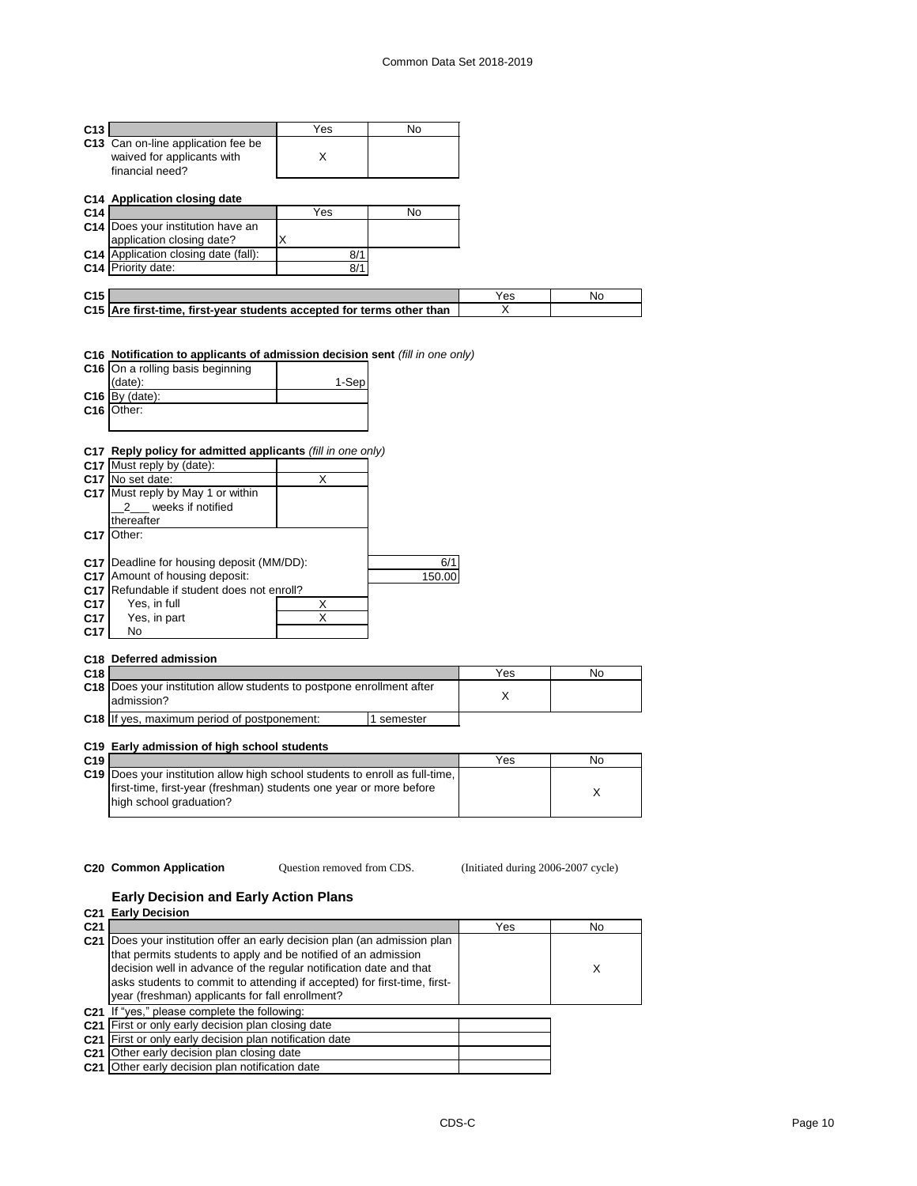| C13 | | Yes | No |
|---|---|---|---|
| C13 | Can on-line application fee be waived for applicants with financial need? | X | |

**C14 Application closing date**

| C14 | | Yes | No |
|---|---|---|---|
| C14 | Does your institution have an application closing date? | X | |
| C14 | Application closing date (fall): | 8/1 | |
| C14 | Priority date: | 8/1 | |

| C15 | | Yes | No |
|---|---|---|---|
| C15 | Are first-time, first-year students accepted for terms other than | X | |

**C16 Notification to applicants of admission decision sent** *(fill in one only)*

| C16 | | |
|---|---|---|
| C16 | On a rolling basis beginning (date): | 1-Sep |
| C16 | By (date): | |
| C16 | Other: | |

**C17 Reply policy for admitted applicants** *(fill in one only)*

| C17 | | | |
|---|---|---|---|
| C17 | Must reply by (date): | | |
| C17 | No set date: | X | |
| C17 | Must reply by May 1 or within __2___ weeks if notified thereafter | | |
| C17 | Other: | | |
| C17 | Deadline for housing deposit (MM/DD): | | 6/1 |
| C17 | Amount of housing deposit: | | 150.00 |
| C17 | Refundable if student does not enroll? | | |
| C17 | Yes, in full | X | |
| C17 | Yes, in part | X | |
| C17 | No | | |

**C18 Deferred admission**

| C18 | | | Yes | No |
|---|---|---|---|---|
| C18 | Does your institution allow students to postpone enrollment after admission? | | X | |
| C18 | If yes, maximum period of postponement: | 1 semester | | |

**C19 Early admission of high school students**

| C19 | | Yes | No |
|---|---|---|---|
| C19 | Does your institution allow high school students to enroll as full-time, first-time, first-year (freshman) students one year or more before high school graduation? | | X |

**C20 Common Application** Question removed from CDS. (Initiated during 2006-2007 cycle)

## Early Decision and Early Action Plans

**C21 Early Decision**

| C21 | | Yes | No |
|---|---|---|---|
| C21 | Does your institution offer an early decision plan (an admission plan that permits students to apply and be notified of an admission decision well in advance of the regular notification date and that asks students to commit to attending if accepted) for first-time, first-year (freshman) applicants for fall enrollment? | | X |

C21 If "yes," please complete the following:

| C21 | | |
|---|---|---|
| C21 | First or only early decision plan closing date | |
| C21 | First or only early decision plan notification date | |
| C21 | Other early decision plan closing date | |
| C21 | Other early decision plan notification date | |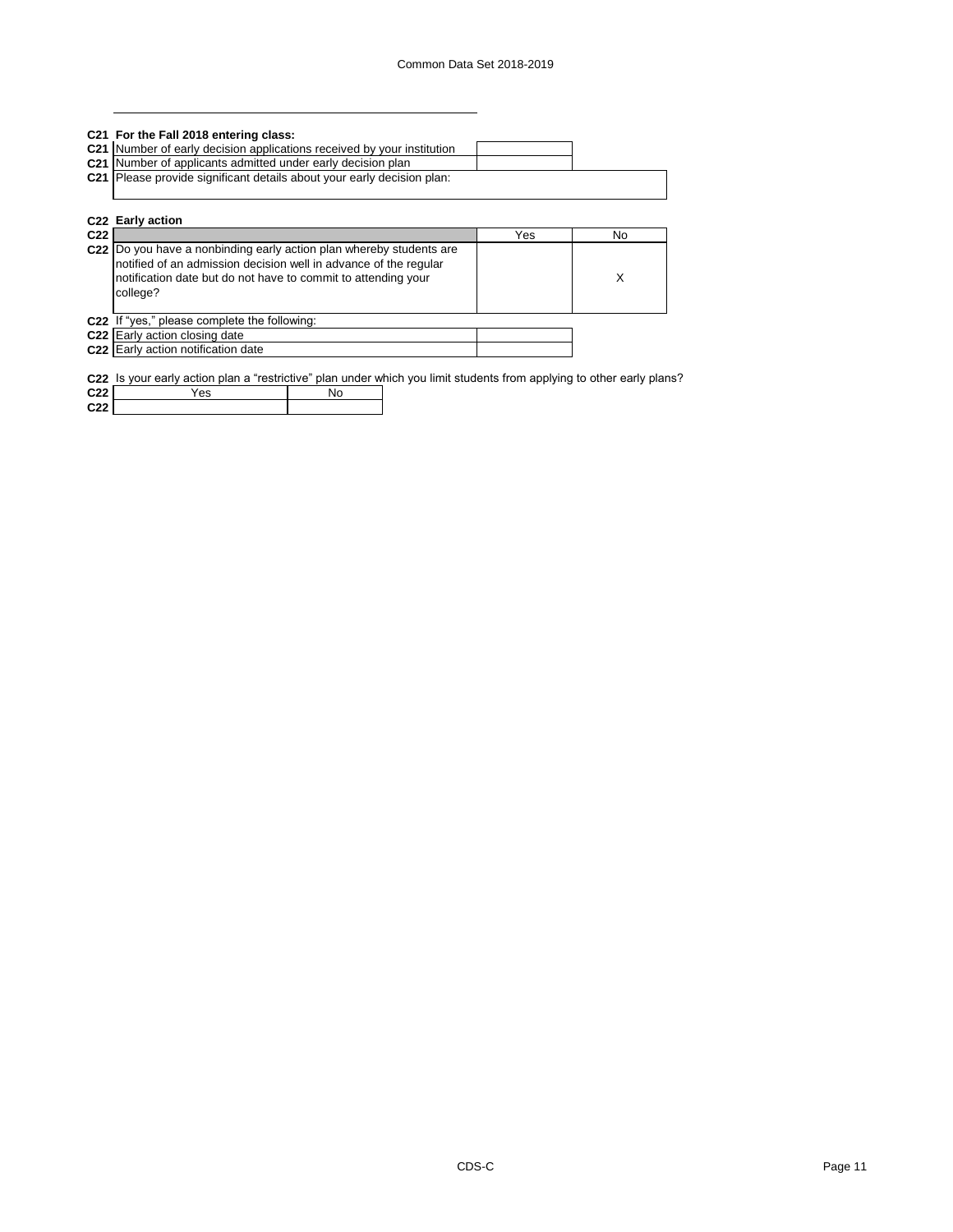**C21 For the Fall 2018 entering class:**

| | | |
|---|---|---|
| C21 | Number of early decision applications received by your institution | |
| C21 | Number of applicants admitted under early decision plan | |
| C21 | Please provide significant details about your early decision plan: | |

**C22 Early action**

| | | Yes | No |
|---|---|---|---|
| C22 | Do you have a nonbinding early action plan whereby students are notified of an admission decision well in advance of the regular notification date but do not have to commit to attending your college? | | X |

C22 If "yes," please complete the following:

| | | |
|---|---|---|
| C22 | Early action closing date | |
| C22 | Early action notification date | |

C22 Is your early action plan a "restrictive" plan under which you limit students from applying to other early plans?

| | Yes | No |
|---|---|---|
| C22 | | |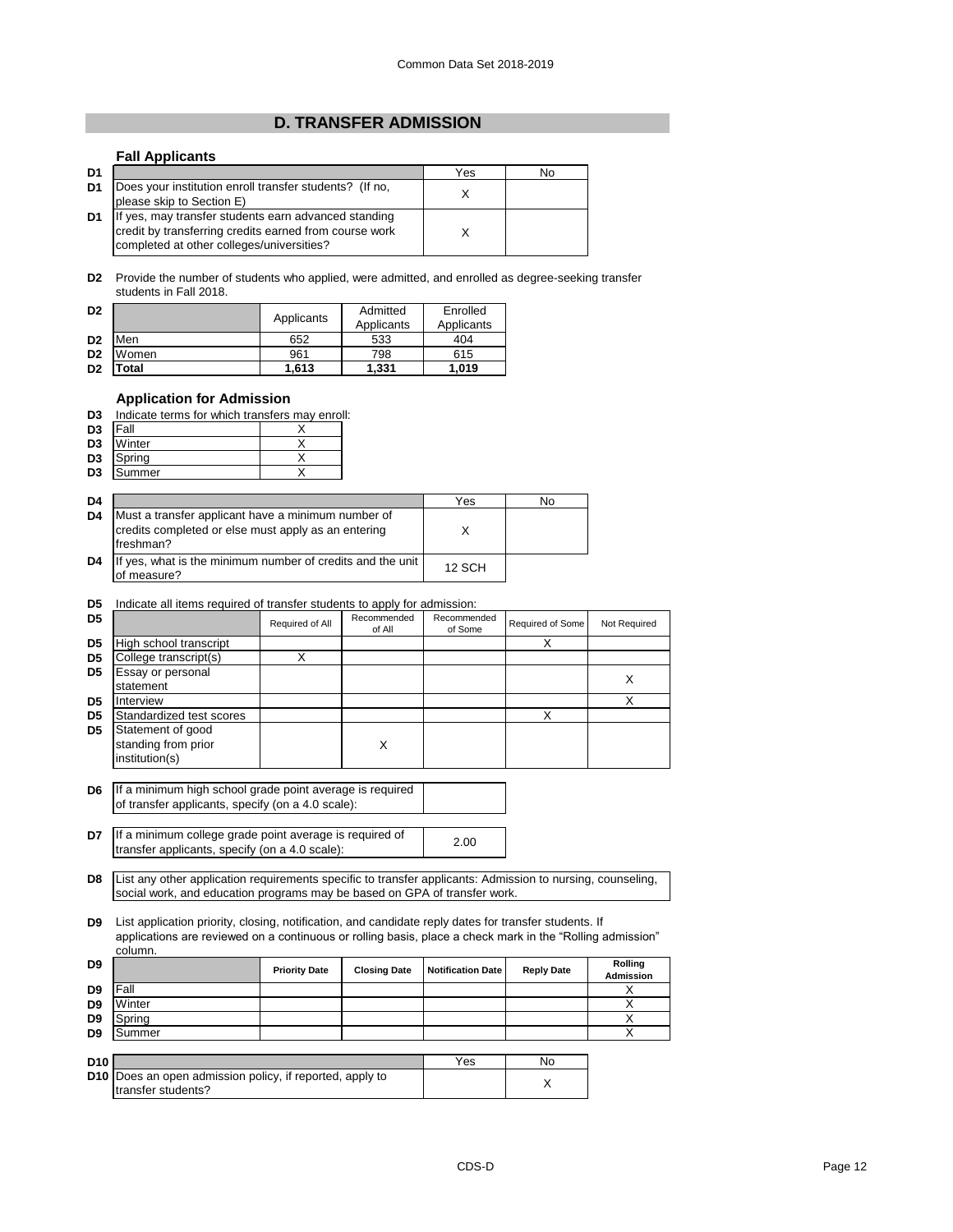## D. TRANSFER ADMISSION

### Fall Applicants

| D1 | | Yes | No |
|---|---|---|---|
| D1 | Does your institution enroll transfer students? (If no, please skip to Section E) | X | |
| D1 | If yes, may transfer students earn advanced standing credit by transferring credits earned from course work completed at other colleges/universities? | X | |

**D2** Provide the number of students who applied, were admitted, and enrolled as degree-seeking transfer students in Fall 2018.

| D2 | | Applicants | Admitted Applicants | Enrolled Applicants |
|---|---|---|---|---|
| D2 | Men | 652 | 533 | 404 |
| D2 | Women | 961 | 798 | 615 |
| D2 | **Total** | **1,613** | **1,331** | **1,019** |

### Application for Admission

**D3** Indicate terms for which transfers may enroll:

| D3 | Term | |
|---|---|---|
| D3 | Fall | X |
| D3 | Winter | X |
| D3 | Spring | X |
| D3 | Summer | X |

| D4 | | Yes | No |
|---|---|---|---|
| D4 | Must a transfer applicant have a minimum number of credits completed or else must apply as an entering freshman? | X | |
| D4 | If yes, what is the minimum number of credits and the unit of measure? | 12 SCH | |

**D5** Indicate all items required of transfer students to apply for admission:

| D5 | | Required of All | Recommended of All | Recommended of Some | Required of Some | Not Required |
|---|---|---|---|---|---|---|
| D5 | High school transcript | | | | X | |
| D5 | College transcript(s) | X | | | | |
| D5 | Essay or personal statement | | | | | X |
| D5 | Interview | | | | | X |
| D5 | Standardized test scores | | | | X | |
| D5 | Statement of good standing from prior institution(s) | | X | | | |

**D6** If a minimum high school grade point average is required of transfer applicants, specify (on a 4.0 scale):

**D7** If a minimum college grade point average is required of transfer applicants, specify (on a 4.0 scale): 2.00

**D8** List any other application requirements specific to transfer applicants: Admission to nursing, counseling, social work, and education programs may be based on GPA of transfer work.

**D9** List application priority, closing, notification, and candidate reply dates for transfer students. If applications are reviewed on a continuous or rolling basis, place a check mark in the "Rolling admission" column.

| D9 | | Priority Date | Closing Date | Notification Date | Reply Date | Rolling Admission |
|---|---|---|---|---|---|---|
| D9 | Fall | | | | | X |
| D9 | Winter | | | | | X |
| D9 | Spring | | | | | X |
| D9 | Summer | | | | | X |

| D10 | | Yes | No |
|---|---|---|---|
| D10 | Does an open admission policy, if reported, apply to transfer students? | | X |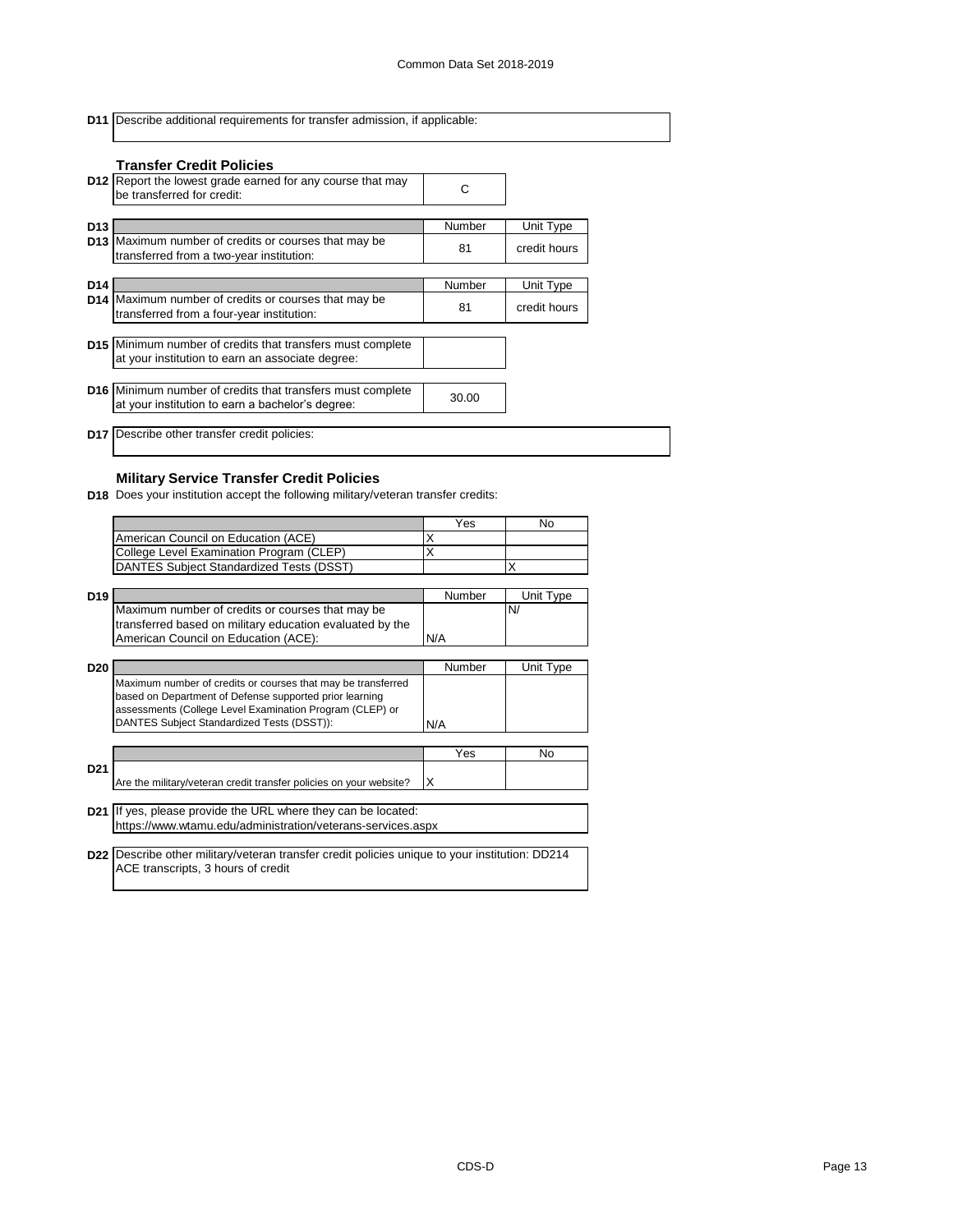**D11** Describe additional requirements for transfer admission, if applicable:

### Transfer Credit Policies

**D12** Report the lowest grade earned for any course that may be transferred for credit: C

| D13 | | Number | Unit Type |
|---|---|---|---|
| D13 | Maximum number of credits or courses that may be transferred from a two-year institution: | 81 | credit hours |

| D14 | | Number | Unit Type |
|---|---|---|---|
| D14 | Maximum number of credits or courses that may be transferred from a four-year institution: | 81 | credit hours |

**D15** Minimum number of credits that transfers must complete at your institution to earn an associate degree:

**D16** Minimum number of credits that transfers must complete at your institution to earn a bachelor's degree: 30.00

**D17** Describe other transfer credit policies:

### Military Service Transfer Credit Policies

**D18** Does your institution accept the following military/veteran transfer credits:

| | Yes | No |
|---|---|---|
| American Council on Education (ACE) | X | |
| College Level Examination Program (CLEP) | X | |
| DANTES Subject Standardized Tests (DSST) | | X |

| D19 | | Number | Unit Type |
|---|---|---|---|
| | Maximum number of credits or courses that may be transferred based on military education evaluated by the American Council on Education (ACE): | N/A | N/ |

| D20 | | Number | Unit Type |
|---|---|---|---|
| | Maximum number of credits or courses that may be transferred based on Department of Defense supported prior learning assessments (College Level Examination Program (CLEP) or DANTES Subject Standardized Tests (DSST)): | N/A | |

| | | Yes | No |
|---|---|---|---|
| D21 | Are the military/veteran credit transfer policies on your website? | X | |

**D21** If yes, please provide the URL where they can be located:
https://www.wtamu.edu/administration/veterans-services.aspx

**D22** Describe other military/veteran transfer credit policies unique to your institution: DD214 ACE transcripts, 3 hours of credit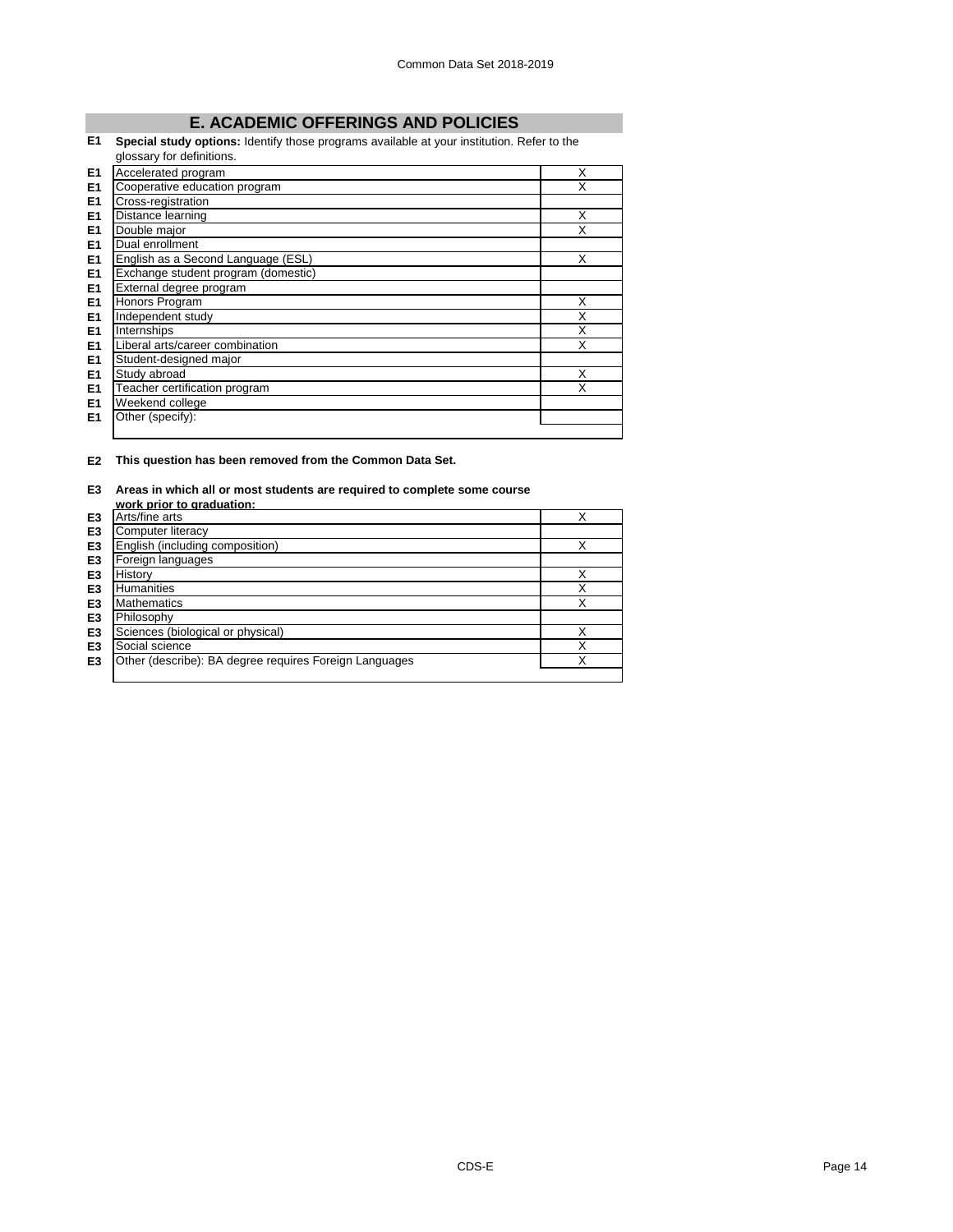## E. ACADEMIC OFFERINGS AND POLICIES

**E1 Special study options:** Identify those programs available at your institution. Refer to the glossary for definitions.

| | | |
|---|---|---|
| E1 | Accelerated program | X |
| E1 | Cooperative education program | X |
| E1 | Cross-registration | |
| E1 | Distance learning | X |
| E1 | Double major | X |
| E1 | Dual enrollment | |
| E1 | English as a Second Language (ESL) | X |
| E1 | Exchange student program (domestic) | |
| E1 | External degree program | |
| E1 | Honors Program | X |
| E1 | Independent study | X |
| E1 | Internships | X |
| E1 | Liberal arts/career combination | X |
| E1 | Student-designed major | |
| E1 | Study abroad | X |
| E1 | Teacher certification program | X |
| E1 | Weekend college | |
| E1 | Other (specify): | |

**E2 This question has been removed from the Common Data Set.**

**E3 Areas in which all or most students are required to complete some course work prior to graduation:**

| | | |
|---|---|---|
| E3 | Arts/fine arts | X |
| E3 | Computer literacy | |
| E3 | English (including composition) | X |
| E3 | Foreign languages | |
| E3 | History | X |
| E3 | Humanities | X |
| E3 | Mathematics | X |
| E3 | Philosophy | |
| E3 | Sciences (biological or physical) | X |
| E3 | Social science | X |
| E3 | Other (describe): BA degree requires Foreign Languages | X |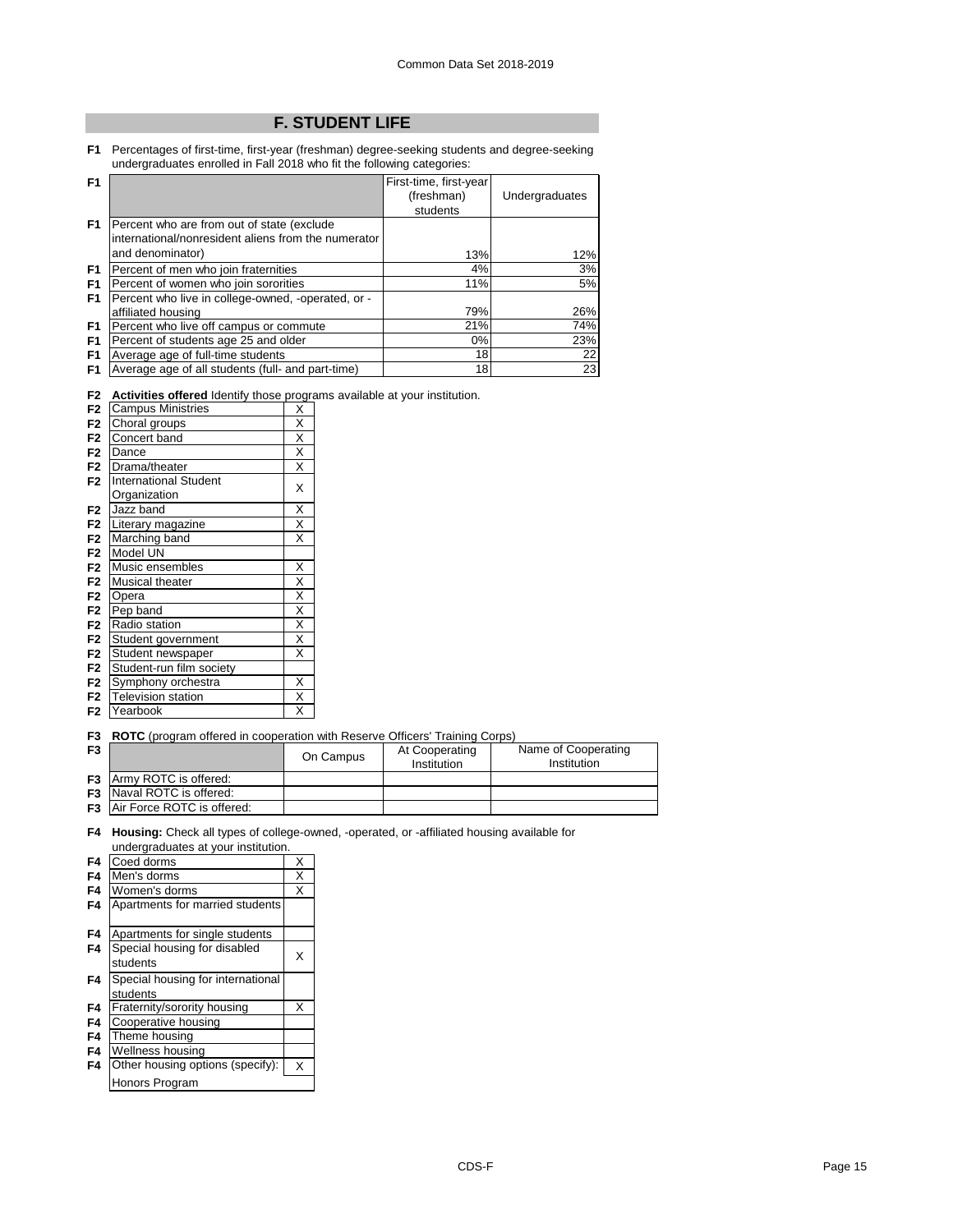## F. STUDENT LIFE

**F1** Percentages of first-time, first-year (freshman) degree-seeking students and degree-seeking undergraduates enrolled in Fall 2018 who fit the following categories:

| | | First-time, first-year (freshman) students | Undergraduates |
|---|---|---|---|
| F1 | Percent who are from out of state (exclude international/nonresident aliens from the numerator and denominator) | 13% | 12% |
| F1 | Percent of men who join fraternities | 4% | 3% |
| F1 | Percent of women who join sororities | 11% | 5% |
| F1 | Percent who live in college-owned, -operated, or -affiliated housing | 79% | 26% |
| F1 | Percent who live off campus or commute | 21% | 74% |
| F1 | Percent of students age 25 and older | 0% | 23% |
| F1 | Average age of full-time students | 18 | 22 |
| F1 | Average age of all students (full- and part-time) | 18 | 23 |

**F2** **Activities offered** Identify those programs available at your institution.

| | Activity | |
|---|---|---|
| F2 | Campus Ministries | X |
| F2 | Choral groups | X |
| F2 | Concert band | X |
| F2 | Dance | X |
| F2 | Drama/theater | X |
| F2 | International Student Organization | X |
| F2 | Jazz band | X |
| F2 | Literary magazine | X |
| F2 | Marching band | X |
| F2 | Model UN | |
| F2 | Music ensembles | X |
| F2 | Musical theater | X |
| F2 | Opera | X |
| F2 | Pep band | X |
| F2 | Radio station | X |
| F2 | Student government | X |
| F2 | Student newspaper | X |
| F2 | Student-run film society | |
| F2 | Symphony orchestra | X |
| F2 | Television station | X |
| F2 | Yearbook | X |

**F3** **ROTC** (program offered in cooperation with Reserve Officers' Training Corps)

| | | On Campus | At Cooperating Institution | Name of Cooperating Institution |
|---|---|---|---|---|
| F3 | Army ROTC is offered: | | | |
| F3 | Naval ROTC is offered: | | | |
| F3 | Air Force ROTC is offered: | | | |

**F4** **Housing:** Check all types of college-owned, -operated, or -affiliated housing available for undergraduates at your institution.

| | Housing type | |
|---|---|---|
| F4 | Coed dorms | X |
| F4 | Men's dorms | X |
| F4 | Women's dorms | X |
| F4 | Apartments for married students | |
| F4 | Apartments for single students | |
| F4 | Special housing for disabled students | X |
| F4 | Special housing for international students | |
| F4 | Fraternity/sorority housing | X |
| F4 | Cooperative housing | |
| F4 | Theme housing | |
| F4 | Wellness housing | |
| F4 | Other housing options (specify): | X |
| | Honors Program | |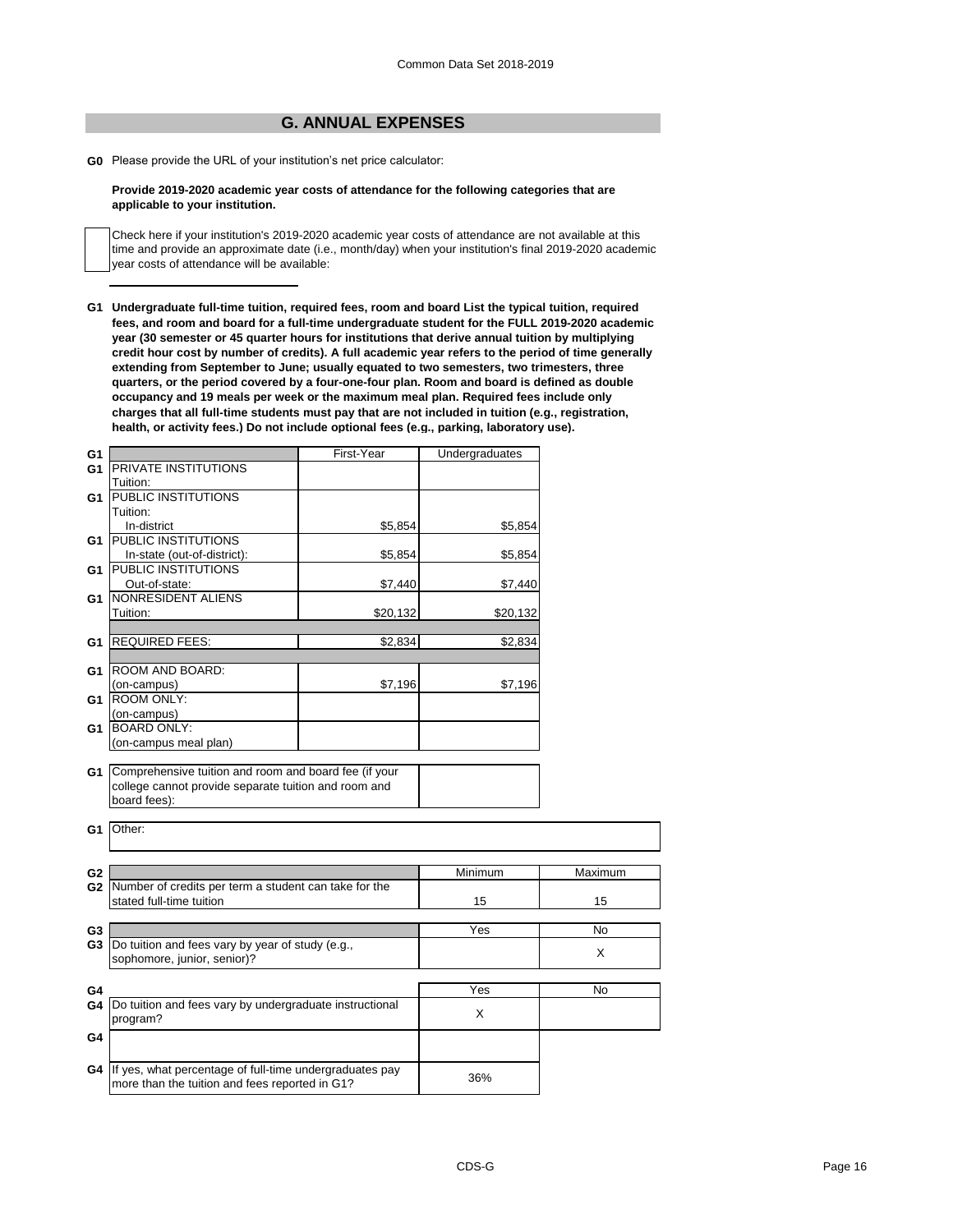## G. ANNUAL EXPENSES

**G0** Please provide the URL of your institution's net price calculator:

**Provide 2019-2020 academic year costs of attendance for the following categories that are applicable to your institution.**

Check here if your institution's 2019-2020 academic year costs of attendance are not available at this time and provide an approximate date (i.e., month/day) when your institution's final 2019-2020 academic year costs of attendance will be available:

**G1 Undergraduate full-time tuition, required fees, room and board List the typical tuition, required fees, and room and board for a full-time undergraduate student for the FULL 2019-2020 academic year (30 semester or 45 quarter hours for institutions that derive annual tuition by multiplying credit hour cost by number of credits). A full academic year refers to the period of time generally extending from September to June; usually equated to two semesters, two trimesters, three quarters, or the period covered by a four-one-four plan. Room and board is defined as double occupancy and 19 meals per week or the maximum meal plan. Required fees include only charges that all full-time students must pay that are not included in tuition (e.g., registration, health, or activity fees.) Do not include optional fees (e.g., parking, laboratory use).**

| | | First-Year | Undergraduates |
|---|---|---|---|
| G1 | PRIVATE INSTITUTIONS Tuition: | | |
| G1 | PUBLIC INSTITUTIONS Tuition: In-district | $5,854 | $5,854 |
| G1 | PUBLIC INSTITUTIONS In-state (out-of-district): | $5,854 | $5,854 |
| G1 | PUBLIC INSTITUTIONS Out-of-state: | $7,440 | $7,440 |
| G1 | NONRESIDENT ALIENS Tuition: | $20,132 | $20,132 |
| G1 | REQUIRED FEES: | $2,834 | $2,834 |
| G1 | ROOM AND BOARD: (on-campus) | $7,196 | $7,196 |
| G1 | ROOM ONLY: (on-campus) | | |
| G1 | BOARD ONLY: (on-campus meal plan) | | |
| G1 | Comprehensive tuition and room and board fee (if your college cannot provide separate tuition and room and board fees): | | |
| G1 | Other: | | |

| | | Minimum | Maximum |
|---|---|---|---|
| G2 | Number of credits per term a student can take for the stated full-time tuition | 15 | 15 |

| | | Yes | No |
|---|---|---|---|
| G3 | Do tuition and fees vary by year of study (e.g., sophomore, junior, senior)? | | X |

| | | Yes | No |
|---|---|---|---|
| G4 | Do tuition and fees vary by undergraduate instructional program? | X | |
| G4 | | | |
| G4 | If yes, what percentage of full-time undergraduates pay more than the tuition and fees reported in G1? | 36% | |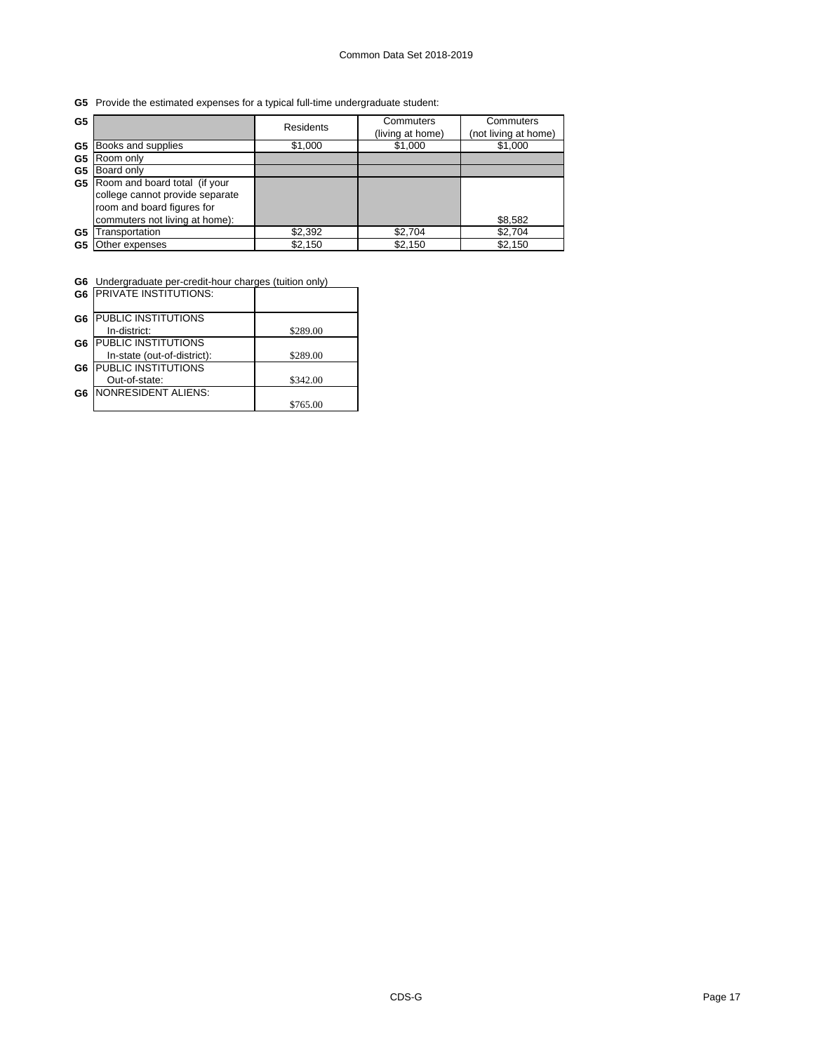**G5** Provide the estimated expenses for a typical full-time undergraduate student:

| G5 | | Residents | Commuters (living at home) | Commuters (not living at home) |
|---|---|---|---|---|
| G5 | Books and supplies | $1,000 | $1,000 | $1,000 |
| G5 | Room only | | | |
| G5 | Board only | | | |
| G5 | Room and board total (if your college cannot provide separate room and board figures for commuters not living at home): | | | $8,582 |
| G5 | Transportation | $2,392 | $2,704 | $2,704 |
| G5 | Other expenses | $2,150 | $2,150 | $2,150 |

**G6** Undergraduate per-credit-hour charges (tuition only)

| G6 | | |
|---|---|---|
| G6 | PRIVATE INSTITUTIONS: | |
| G6 | PUBLIC INSTITUTIONS In-district: | $289.00 |
| G6 | PUBLIC INSTITUTIONS In-state (out-of-district): | $289.00 |
| G6 | PUBLIC INSTITUTIONS Out-of-state: | $342.00 |
| G6 | NONRESIDENT ALIENS: | $765.00 |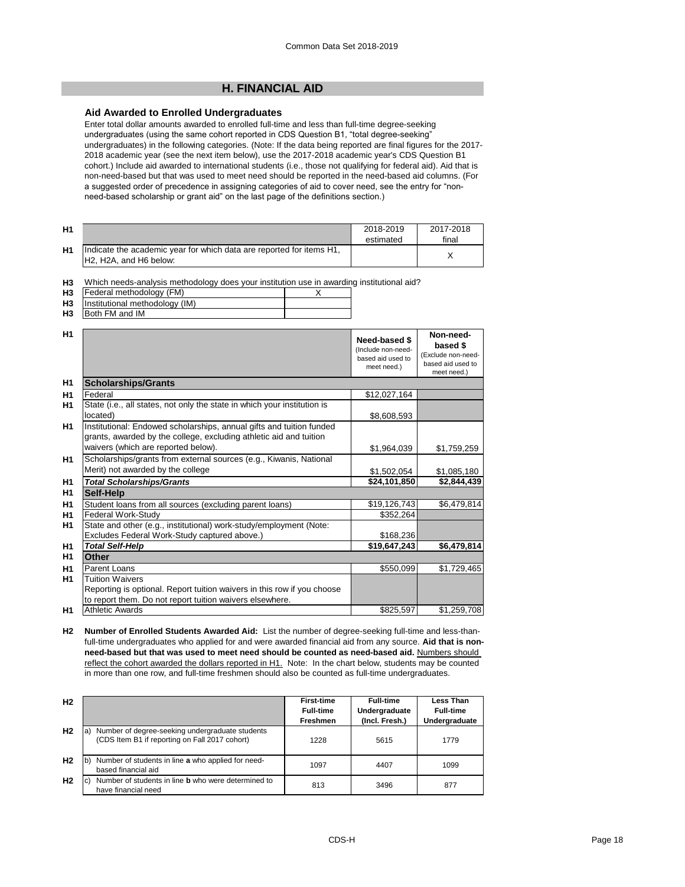## H. FINANCIAL AID

### Aid Awarded to Enrolled Undergraduates

Enter total dollar amounts awarded to enrolled full-time and less than full-time degree-seeking undergraduates (using the same cohort reported in CDS Question B1, "total degree-seeking" undergraduates) in the following categories. (Note: If the data being reported are final figures for the 2017-2018 academic year (see the next item below), use the 2017-2018 academic year's CDS Question B1 cohort.) Include aid awarded to international students (i.e., those not qualifying for federal aid). Aid that is non-need-based but that was used to meet need should be reported in the need-based aid columns. (For a suggested order of precedence in assigning categories of aid to cover need, see the entry for "non-need-based scholarship or grant aid" on the last page of the definitions section.)

| | | 2018-2019 estimated | 2017-2018 final |
|---|---|---|---|
| H1 | Indicate the academic year for which data are reported for items H1, H2, H2A, and H6 below: | | X |

**H3** Which needs-analysis methodology does your institution use in awarding institutional aid?

| | | |
|---|---|---|
| H3 | Federal methodology (FM) | X |
| H3 | Institutional methodology (IM) | |
| H3 | Both FM and IM | |

| | | Need-based $ (Include non-need-based aid used to meet need.) | Non-need-based $ (Exclude non-need-based aid used to meet need.) |
|---|---|---|---|
| H1 | **Scholarships/Grants** | | |
| H1 | Federal | $12,027,164 | |
| H1 | State (i.e., all states, not only the state in which your institution is located) | $8,608,593 | |
| H1 | Institutional: Endowed scholarships, annual gifts and tuition funded grants, awarded by the college, excluding athletic aid and tuition waivers (which are reported below). | $1,964,039 | $1,759,259 |
| H1 | Scholarships/grants from external sources (e.g., Kiwanis, National Merit) not awarded by the college | $1,502,054 | $1,085,180 |
| H1 | ***Total Scholarships/Grants*** | **$24,101,850** | **$2,844,439** |
| H1 | **Self-Help** | | |
| H1 | Student loans from all sources (excluding parent loans) | $19,126,743 | $6,479,814 |
| H1 | Federal Work-Study | $352,264 | |
| H1 | State and other (e.g., institutional) work-study/employment (Note: Excludes Federal Work-Study captured above.) | $168,236 | |
| H1 | ***Total Self-Help*** | **$19,647,243** | **$6,479,814** |
| H1 | **Other** | | |
| H1 | Parent Loans | $550,099 | $1,729,465 |
| H1 | Tuition Waivers<br>Reporting is optional. Report tuition waivers in this row if you choose to report them. Do not report tuition waivers elsewhere. | | |
| H1 | Athletic Awards | $825,597 | $1,259,708 |

**H2** **Number of Enrolled Students Awarded Aid:** List the number of degree-seeking full-time and less-than-full-time undergraduates who applied for and were awarded financial aid from any source. **Aid that is non-need-based but that was used to meet need should be counted as need-based aid.** Numbers should reflect the cohort awarded the dollars reported in H1. Note: In the chart below, students may be counted in more than one row, and full-time freshmen should also be counted as full-time undergraduates.

| | | First-time Full-time Freshmen | Full-time Undergraduate (Incl. Fresh.) | Less Than Full-time Undergraduate |
|---|---|---|---|---|
| H2 | a) Number of degree-seeking undergraduate students (CDS Item B1 if reporting on Fall 2017 cohort) | 1228 | 5615 | 1779 |
| H2 | b) Number of students in line **a** who applied for need-based financial aid | 1097 | 4407 | 1099 |
| H2 | c) Number of students in line **b** who were determined to have financial need | 813 | 3496 | 877 |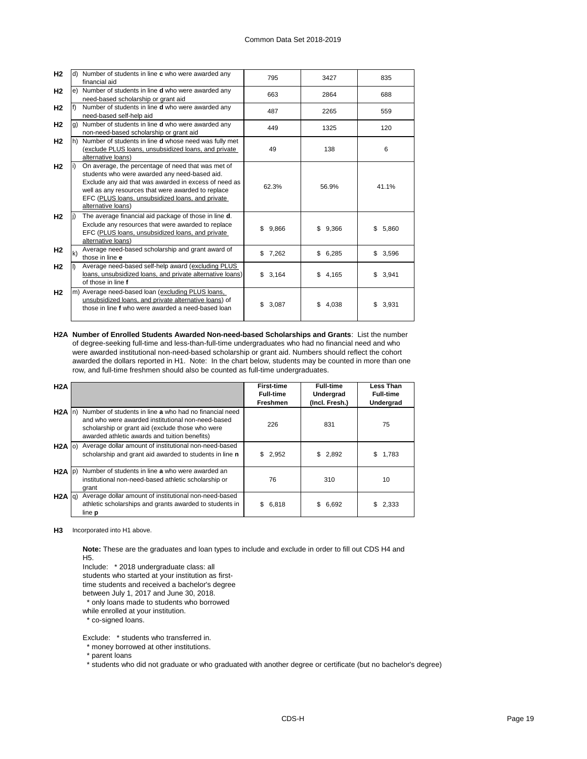| | | | | | |
|---|---|---|---|---|---|
| H2 | d) | Number of students in line **c** who were awarded any financial aid | 795 | 3427 | 835 |
| H2 | e) | Number of students in line **d** who were awarded any need-based scholarship or grant aid | 663 | 2864 | 688 |
| H2 | f) | Number of students in line **d** who were awarded any need-based self-help aid | 487 | 2265 | 559 |
| H2 | g) | Number of students in line **d** who were awarded any non-need-based scholarship or grant aid | 449 | 1325 | 120 |
| H2 | h) | Number of students in line **d** whose need was fully met (exclude PLUS loans, unsubsidized loans, and private alternative loans) | 49 | 138 | 6 |
| H2 | i) | On average, the percentage of need that was met of students who were awarded any need-based aid. Exclude any aid that was awarded in excess of need as well as any resources that were awarded to replace EFC (PLUS loans, unsubsidized loans, and private alternative loans) | 62.3% | 56.9% | 41.1% |
| H2 | j) | The average financial aid package of those in line **d**. Exclude any resources that were awarded to replace EFC (PLUS loans, unsubsidized loans, and private alternative loans) | $ 9,866 | $ 9,366 | $ 5,860 |
| H2 | k) | Average need-based scholarship and grant award of those in line **e** | $ 7,262 | $ 6,285 | $ 3,596 |
| H2 | l) | Average need-based self-help award (excluding PLUS loans, unsubsidized loans, and private alternative loans) of those in line **f** | $ 3,164 | $ 4,165 | $ 3,941 |
| H2 | m) | Average need-based loan (excluding PLUS loans, unsubsidized loans, and private alternative loans) of those in line **f** who were awarded a need-based loan | $ 3,087 | $ 4,038 | $ 3,931 |

**H2A Number of Enrolled Students Awarded Non-need-based Scholarships and Grants**: List the number of degree-seeking full-time and less-than-full-time undergraduates who had no financial need and who were awarded institutional non-need-based scholarship or grant aid. Numbers should reflect the cohort awarded the dollars reported in H1. Note: In the chart below, students may be counted in more than one row, and full-time freshmen should also be counted as full-time undergraduates.

| H2A | | | **First-time Full-time Freshmen** | **Full-time Undergrad (Incl. Fresh.)** | **Less Than Full-time Undergrad** |
|---|---|---|---|---|---|
| H2A | n) | Number of students in line **a** who had no financial need and who were awarded institutional non-need-based scholarship or grant aid (exclude those who were awarded athletic awards and tuition benefits) | 226 | 831 | 75 |
| H2A | o) | Average dollar amount of institutional non-need-based scholarship and grant aid awarded to students in line **n** | $ 2,952 | $ 2,892 | $ 1,783 |
| H2A | p) | Number of students in line **a** who were awarded an institutional non-need-based athletic scholarship or grant | 76 | 310 | 10 |
| H2A | q) | Average dollar amount of institutional non-need-based athletic scholarships and grants awarded to students in line **p** | $ 6,818 | $ 6,692 | $ 2,333 |

**H3** Incorporated into H1 above.

**Note:** These are the graduates and loan types to include and exclude in order to fill out CDS H4 and H5.

Include:
* 2018 undergraduate class: all students who started at your institution as first-time students and received a bachelor's degree between July 1, 2017 and June 30, 2018.
* only loans made to students who borrowed while enrolled at your institution.
* co-signed loans.

Exclude:
* students who transferred in.
* money borrowed at other institutions.
* parent loans
* students who did not graduate or who graduated with another degree or certificate (but no bachelor's degree)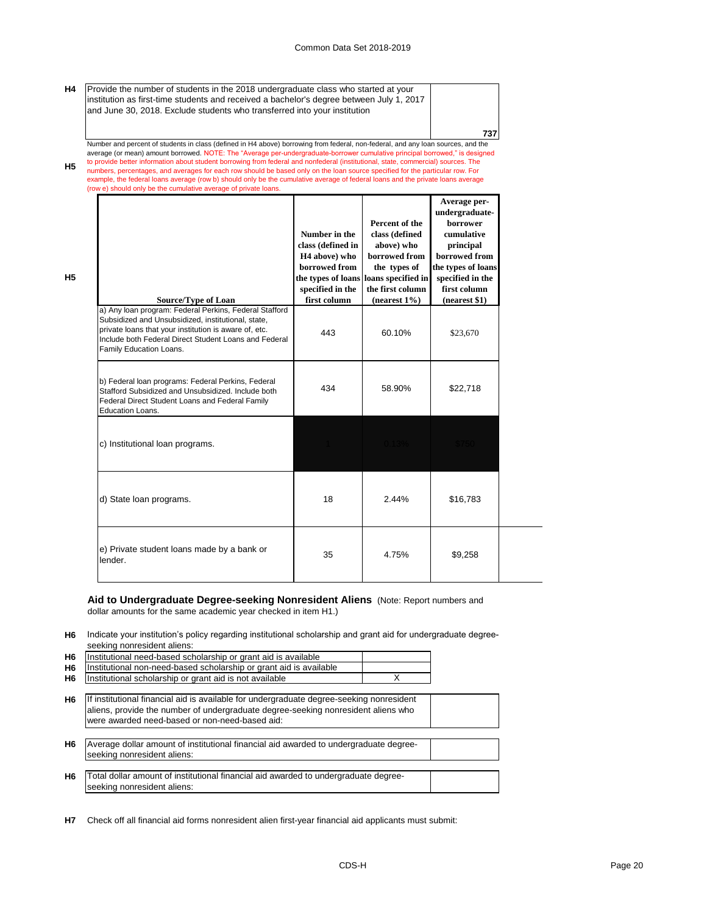**H4** Provide the number of students in the 2018 undergraduate class who started at your institution as first-time students and received a bachelor's degree between July 1, 2017 and June 30, 2018. Exclude students who transferred into your institution

**737**

**H5** Number and percent of students in class (defined in H4 above) borrowing from federal, non-federal, and any loan sources, and the average (or mean) amount borrowed. NOTE: The "Average per-undergraduate-borrower cumulative principal borrowed," is designed to provide better information about student borrowing from federal and nonfederal (institutional, state, commercial) sources. The numbers, percentages, and averages for each row should be based only on the loan source specified for the particular row. For example, the federal loans average (row b) should only be the cumulative average of federal loans and the private loans average (row e) should only be the cumulative average of private loans.

| Source/Type of Loan | Number in the class (defined in H4 above) who borrowed from the types of loans specified in the first column | Percent of the class (defined above) who borrowed from the types of loans specified in the first column (nearest 1%) | Average per-undergraduate-borrower cumulative principal borrowed from the types of loans specified in the first column (nearest $1) |
|---|---|---|---|
| a) Any loan program: Federal Perkins, Federal Stafford Subsidized and Unsubsidized, institutional, state, private loans that your institution is aware of, etc. Include both Federal Direct Student Loans and Federal Family Education Loans. | 443 | 60.10% | $23,670 |
| b) Federal loan programs: Federal Perkins, Federal Stafford Subsidized and Unsubsidized. Include both Federal Direct Student Loans and Federal Family Education Loans. | 434 | 58.90% | $22,718 |
| c) Institutional loan programs. | 1 | 0.13% | $750 |
| d) State loan programs. | 18 | 2.44% | $16,783 |
| e) Private student loans made by a bank or lender. | 35 | 4.75% | $9,258 |

### Aid to Undergraduate Degree-seeking Nonresident Aliens
(Note: Report numbers and dollar amounts for the same academic year checked in item H1.)

**H6** Indicate your institution's policy regarding institutional scholarship and grant aid for undergraduate degree-seeking nonresident aliens:

| | |
|---|---|
| Institutional need-based scholarship or grant aid is available | |
| Institutional non-need-based scholarship or grant aid is available | |
| Institutional scholarship or grant aid is not available | X |

**H6** If institutional financial aid is available for undergraduate degree-seeking nonresident aliens, provide the number of undergraduate degree-seeking nonresident aliens who were awarded need-based or non-need-based aid:

**H6** Average dollar amount of institutional financial aid awarded to undergraduate degree-seeking nonresident aliens:

**H6** Total dollar amount of institutional financial aid awarded to undergraduate degree-seeking nonresident aliens:

**H7** Check off all financial aid forms nonresident alien first-year financial aid applicants must submit: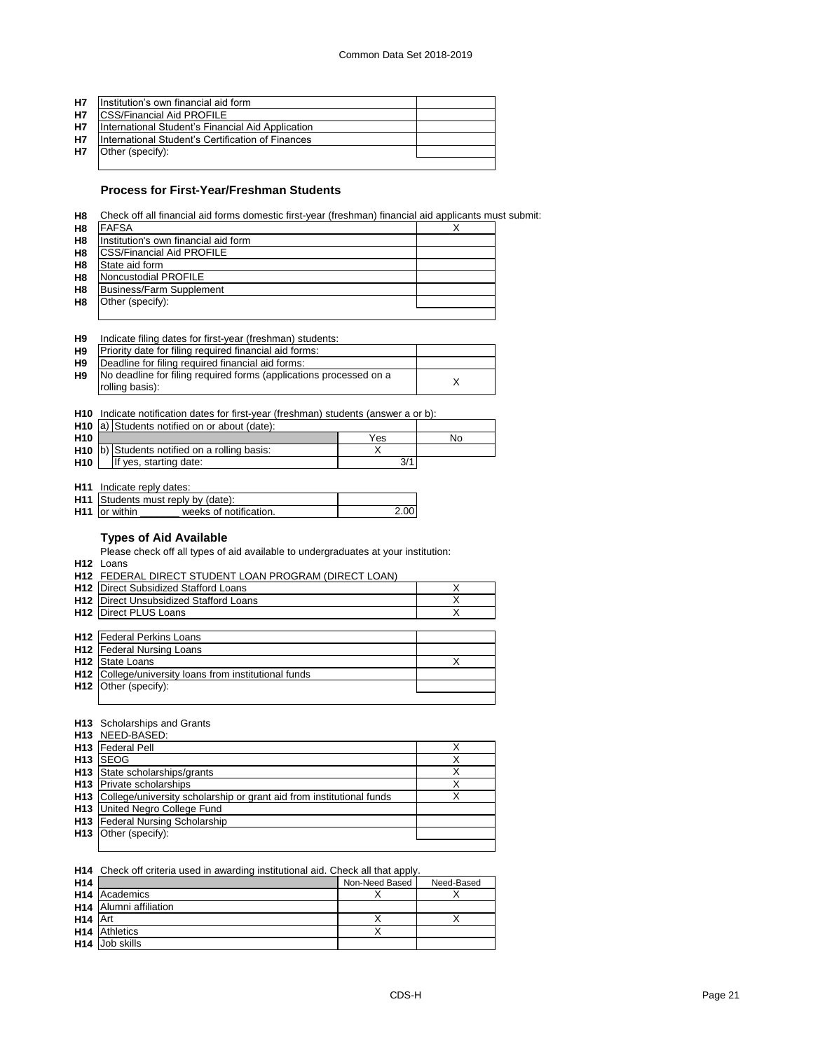| | | |
|---|---|---|
| H7 | Institution's own financial aid form | |
| H7 | CSS/Financial Aid PROFILE | |
| H7 | International Student's Financial Aid Application | |
| H7 | International Student's Certification of Finances | |
| H7 | Other (specify): | |

### Process for First-Year/Freshman Students

H8 Check off all financial aid forms domestic first-year (freshman) financial aid applicants must submit:

| | | |
|---|---|---|
| H8 | FAFSA | X |
| H8 | Institution's own financial aid form | |
| H8 | CSS/Financial Aid PROFILE | |
| H8 | State aid form | |
| H8 | Noncustodial PROFILE | |
| H8 | Business/Farm Supplement | |
| H8 | Other (specify): | |

H9 Indicate filing dates for first-year (freshman) students:

| | | |
|---|---|---|
| H9 | Priority date for filing required financial aid forms: | |
| H9 | Deadline for filing required financial aid forms: | |
| H9 | No deadline for filing required forms (applications processed on a rolling basis): | X |

H10 Indicate notification dates for first-year (freshman) students (answer a or b):

| | | | |
|---|---|---|---|
| H10 | a) Students notified on or about (date): | | |
| H10 | | Yes | No |
| H10 | b) Students notified on a rolling basis: | X | |
| H10 | If yes, starting date: | 3/1 | |

H11 Indicate reply dates:

| | | |
|---|---|---|
| H11 | Students must reply by (date): | |
| H11 | or within _______ weeks of notification. | 2.00 |

### Types of Aid Available

Please check off all types of aid available to undergraduates at your institution:

H12 Loans

H12 FEDERAL DIRECT STUDENT LOAN PROGRAM (DIRECT LOAN)

| | | |
|---|---|---|
| H12 | Direct Subsidized Stafford Loans | X |
| H12 | Direct Unsubsidized Stafford Loans | X |
| H12 | Direct PLUS Loans | X |
| H12 | Federal Perkins Loans | |
| H12 | Federal Nursing Loans | |
| H12 | State Loans | X |
| H12 | College/university loans from institutional funds | |
| H12 | Other (specify): | |

H13 Scholarships and Grants

H13 NEED-BASED:

| | | |
|---|---|---|
| H13 | Federal Pell | X |
| H13 | SEOG | X |
| H13 | State scholarships/grants | X |
| H13 | Private scholarships | X |
| H13 | College/university scholarship or grant aid from institutional funds | X |
| H13 | United Negro College Fund | |
| H13 | Federal Nursing Scholarship | |
| H13 | Other (specify): | |

H14 Check off criteria used in awarding institutional aid. Check all that apply.

| | | Non-Need Based | Need-Based |
|---|---|---|---|
| H14 | Academics | X | X |
| H14 | Alumni affiliation | | |
| H14 | Art | X | X |
| H14 | Athletics | X | |
| H14 | Job skills | | |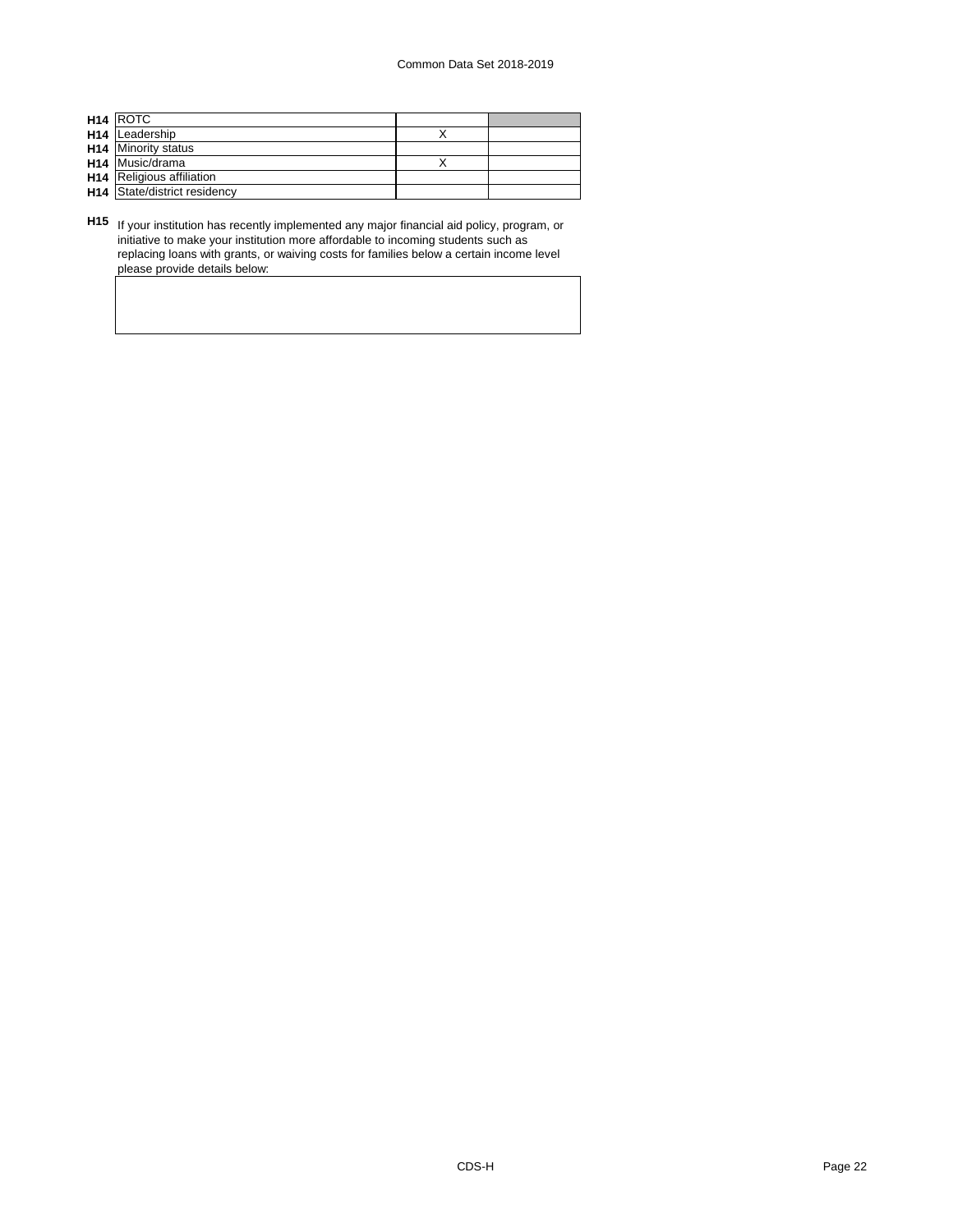| | | | |
|---|---|---|---|
| **H14** | ROTC | | |
| **H14** | Leadership | X | |
| **H14** | Minority status | | |
| **H14** | Music/drama | X | |
| **H14** | Religious affiliation | | |
| **H14** | State/district residency | | |

**H15** If your institution has recently implemented any major financial aid policy, program, or initiative to make your institution more affordable to incoming students such as replacing loans with grants, or waiving costs for families below a certain income level please provide details below: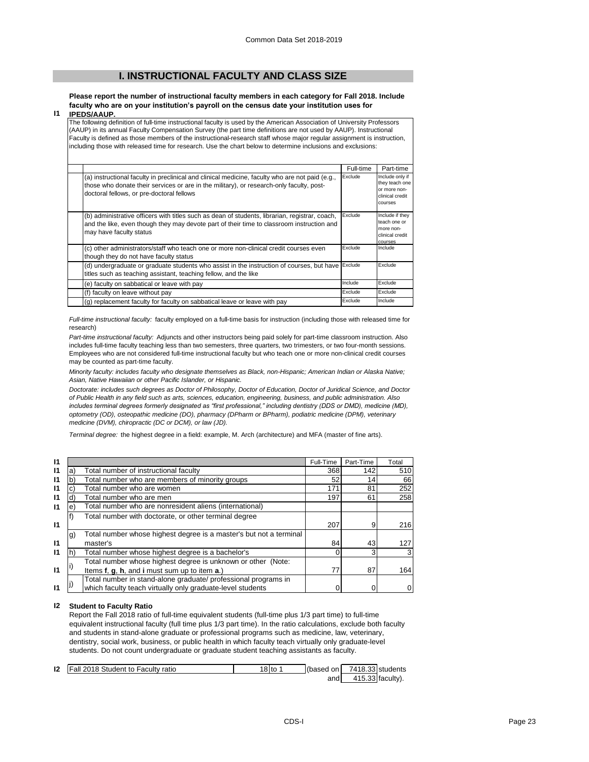# I. INSTRUCTIONAL FACULTY AND CLASS SIZE

**I1** **Please report the number of instructional faculty members in each category for Fall 2018. Include faculty who are on your institution's payroll on the census date your institution uses for IPEDS/AAUP.**

The following definition of full-time instructional faculty is used by the American Association of University Professors (AAUP) in its annual Faculty Compensation Survey (the part time definitions are not used by AAUP). Instructional Faculty is defined as those members of the instructional-research staff whose major regular assignment is instruction, including those with released time for research. Use the chart below to determine inclusions and exclusions:

| | Full-time | Part-time |
|---|---|---|
| (a) instructional faculty in preclinical and clinical medicine, faculty who are not paid (e.g., those who donate their services or are in the military), or research-only faculty, post-doctoral fellows, or pre-doctoral fellows | Exclude | Include only if they teach one or more non-clinical credit courses |
| (b) administrative officers with titles such as dean of students, librarian, registrar, coach, and the like, even though they may devote part of their time to classroom instruction and may have faculty status | Exclude | Include if they teach one or more non-clinical credit courses |
| (c) other administrators/staff who teach one or more non-clinical credit courses even though they do not have faculty status | Exclude | Include |
| (d) undergraduate or graduate students who assist in the instruction of courses, but have titles such as teaching assistant, teaching fellow, and the like | Exclude | Exclude |
| (e) faculty on sabbatical or leave with pay | Include | Exclude |
| (f) faculty on leave without pay | Exclude | Exclude |
| (g) replacement faculty for faculty on sabbatical leave or leave with pay | Exclude | Include |

*Full-time instructional faculty:* faculty employed on a full-time basis for instruction (including those with released time for research)

*Part-time instructional faculty:* Adjuncts and other instructors being paid solely for part-time classroom instruction. Also includes full-time faculty teaching less than two semesters, three quarters, two trimesters, or two four-month sessions. Employees who are not considered full-time instructional faculty but who teach one or more non-clinical credit courses may be counted as part-time faculty.

*Minority faculty: includes faculty who designate themselves as Black, non-Hispanic; American Indian or Alaska Native; Asian, Native Hawaiian or other Pacific Islander, or Hispanic.*

*Doctorate: includes such degrees as Doctor of Philosophy, Doctor of Education, Doctor of Juridical Science, and Doctor of Public Health in any field such as arts, sciences, education, engineering, business, and public administration. Also includes terminal degrees formerly designated as "first professional," including dentistry (DDS or DMD), medicine (MD), optometry (OD), osteopathic medicine (DO), pharmacy (DPharm or BPharm), podiatric medicine (DPM), veterinary medicine (DVM), chiropractic (DC or DCM), or law (JD).*

*Terminal degree:* the highest degree in a field: example, M. Arch (architecture) and MFA (master of fine arts).

| | | | Full-Time | Part-Time | Total |
|---|---|---|---|---|---|
| I1 | a) | Total number of instructional faculty | 368 | 142 | 510 |
| I1 | b) | Total number who are members of minority groups | 52 | 14 | 66 |
| I1 | c) | Total number who are women | 171 | 81 | 252 |
| I1 | d) | Total number who are men | 197 | 61 | 258 |
| I1 | e) | Total number who are nonresident aliens (international) | | | |
| I1 | f) | Total number with doctorate, or other terminal degree | 207 | 9 | 216 |
| I1 | g) | Total number whose highest degree is a master's but not a terminal master's | 84 | 43 | 127 |
| I1 | h) | Total number whose highest degree is a bachelor's | 0 | 3 | 3 |
| I1 | i) | Total number whose highest degree is unknown or other (Note: Items **f**, **g**, **h**, and **i** must sum up to item **a**.) | 77 | 87 | 164 |
| I1 | j) | Total number in stand-alone graduate/ professional programs in which faculty teach virtually only graduate-level students | 0 | 0 | 0 |

**I2** **Student to Faculty Ratio**

Report the Fall 2018 ratio of full-time equivalent students (full-time plus 1/3 part time) to full-time equivalent instructional faculty (full time plus 1/3 part time). In the ratio calculations, exclude both faculty and students in stand-alone graduate or professional programs such as medicine, law, veterinary, dentistry, social work, business, or public health in which faculty teach virtually only graduate-level students. Do not count undergraduate or graduate student teaching assistants as faculty.

| I2 | Fall 2018 Student to Faculty ratio | 18 to 1 | (based on 7418.33 students and 415.33 faculty). |
|---|---|---|---|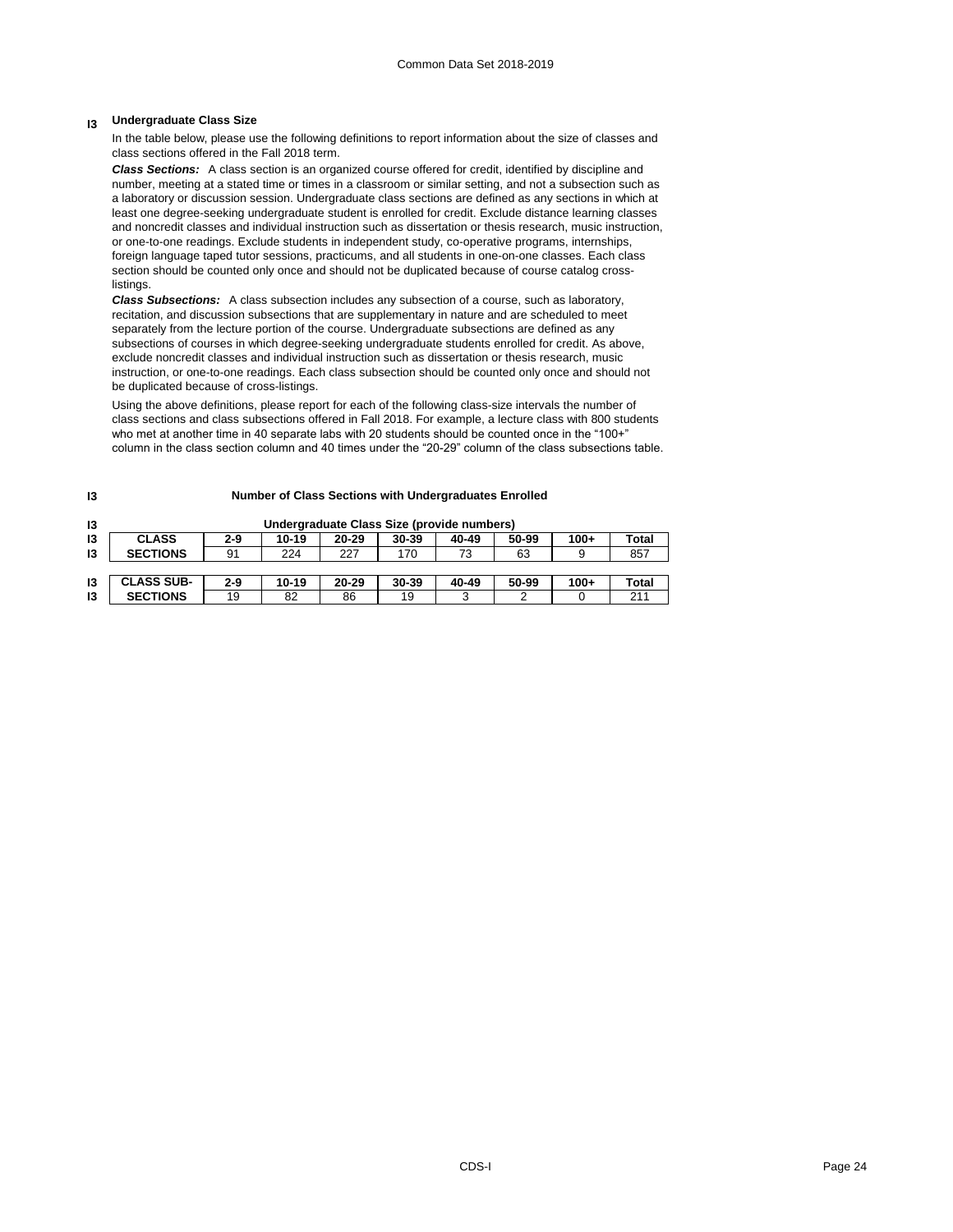## I3 Undergraduate Class Size

In the table below, please use the following definitions to report information about the size of classes and class sections offered in the Fall 2018 term.

***Class Sections:*** A class section is an organized course offered for credit, identified by discipline and number, meeting at a stated time or times in a classroom or similar setting, and not a subsection such as a laboratory or discussion session. Undergraduate class sections are defined as any sections in which at least one degree-seeking undergraduate student is enrolled for credit. Exclude distance learning classes and noncredit classes and individual instruction such as dissertation or thesis research, music instruction, or one-to-one readings. Exclude students in independent study, co-operative programs, internships, foreign language taped tutor sessions, practicums, and all students in one-on-one classes. Each class section should be counted only once and should not be duplicated because of course catalog cross-listings.

***Class Subsections:*** A class subsection includes any subsection of a course, such as laboratory, recitation, and discussion subsections that are supplementary in nature and are scheduled to meet separately from the lecture portion of the course. Undergraduate subsections are defined as any subsections of courses in which degree-seeking undergraduate students enrolled for credit. As above, exclude noncredit classes and individual instruction such as dissertation or thesis research, music instruction, or one-to-one readings. Each class subsection should be counted only once and should not be duplicated because of cross-listings.

Using the above definitions, please report for each of the following class-size intervals the number of class sections and class subsections offered in Fall 2018. For example, a lecture class with 800 students who met at another time in 40 separate labs with 20 students should be counted once in the "100+" column in the class section column and 40 times under the "20-29" column of the class subsections table.

**Number of Class Sections with Undergraduates Enrolled**

**Undergraduate Class Size (provide numbers)**

| CLASS SECTIONS | 2-9 | 10-19 | 20-29 | 30-39 | 40-49 | 50-99 | 100+ | Total |
|---|---|---|---|---|---|---|---|---|
| CLASS SECTIONS | 91 | 224 | 227 | 170 | 73 | 63 | 9 | 857 |

| CLASS SUB-SECTIONS | 2-9 | 10-19 | 20-29 | 30-39 | 40-49 | 50-99 | 100+ | Total |
|---|---|---|---|---|---|---|---|---|
| CLASS SUB-SECTIONS | 19 | 82 | 86 | 19 | 3 | 2 | 0 | 211 |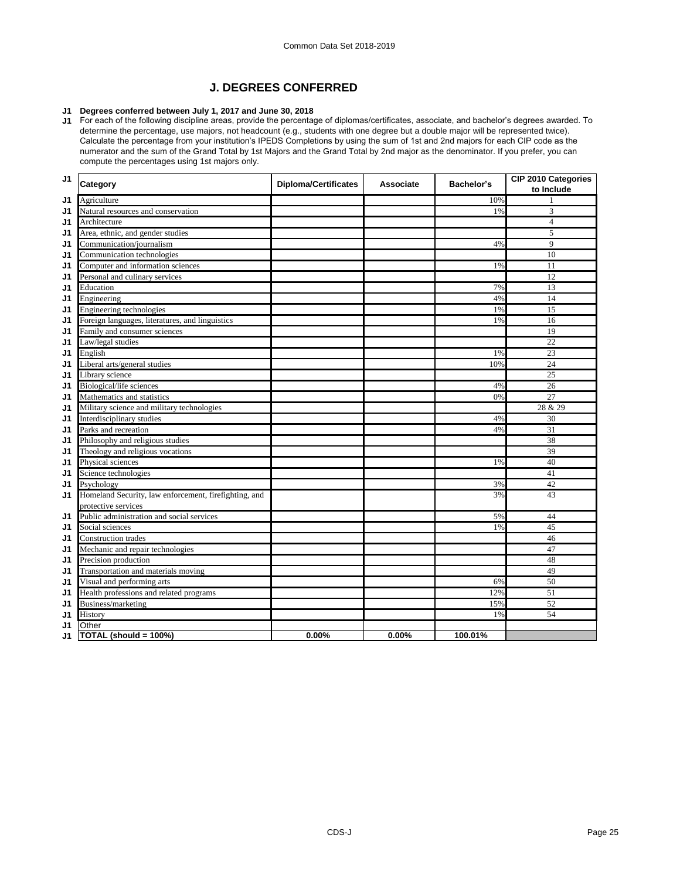# J. DEGREES CONFERRED

**J1 Degrees conferred between July 1, 2017 and June 30, 2018**

J1 For each of the following discipline areas, provide the percentage of diplomas/certificates, associate, and bachelor's degrees awarded. To determine the percentage, use majors, not headcount (e.g., students with one degree but a double major will be represented twice). Calculate the percentage from your institution's IPEDS Completions by using the sum of 1st and 2nd majors for each CIP code as the numerator and the sum of the Grand Total by 1st Majors and the Grand Total by 2nd major as the denominator. If you prefer, you can compute the percentages using 1st majors only.

| J1 | Category | Diploma/Certificates | Associate | Bachelor's | CIP 2010 Categories to Include |
|---|---|---|---|---|---|
| J1 | Agriculture | | | 10% | 1 |
| J1 | Natural resources and conservation | | | 1% | 3 |
| J1 | Architecture | | | | 4 |
| J1 | Area, ethnic, and gender studies | | | | 5 |
| J1 | Communication/journalism | | | 4% | 9 |
| J1 | Communication technologies | | | | 10 |
| J1 | Computer and information sciences | | | 1% | 11 |
| J1 | Personal and culinary services | | | | 12 |
| J1 | Education | | | 7% | 13 |
| J1 | Engineering | | | 4% | 14 |
| J1 | Engineering technologies | | | 1% | 15 |
| J1 | Foreign languages, literatures, and linguistics | | | 1% | 16 |
| J1 | Family and consumer sciences | | | | 19 |
| J1 | Law/legal studies | | | | 22 |
| J1 | English | | | 1% | 23 |
| J1 | Liberal arts/general studies | | | 10% | 24 |
| J1 | Library science | | | | 25 |
| J1 | Biological/life sciences | | | 4% | 26 |
| J1 | Mathematics and statistics | | | 0% | 27 |
| J1 | Military science and military technologies | | | | 28 & 29 |
| J1 | Interdisciplinary studies | | | 4% | 30 |
| J1 | Parks and recreation | | | 4% | 31 |
| J1 | Philosophy and religious studies | | | | 38 |
| J1 | Theology and religious vocations | | | | 39 |
| J1 | Physical sciences | | | 1% | 40 |
| J1 | Science technologies | | | | 41 |
| J1 | Psychology | | | 3% | 42 |
| J1 | Homeland Security, law enforcement, firefighting, and protective services | | | 3% | 43 |
| J1 | Public administration and social services | | | 5% | 44 |
| J1 | Social sciences | | | 1% | 45 |
| J1 | Construction trades | | | | 46 |
| J1 | Mechanic and repair technologies | | | | 47 |
| J1 | Precision production | | | | 48 |
| J1 | Transportation and materials moving | | | | 49 |
| J1 | Visual and performing arts | | | 6% | 50 |
| J1 | Health professions and related programs | | | 12% | 51 |
| J1 | Business/marketing | | | 15% | 52 |
| J1 | History | | | 1% | 54 |
| J1 | Other | | | | |
| J1 | **TOTAL (should = 100%)** | **0.00%** | **0.00%** | **100.01%** | |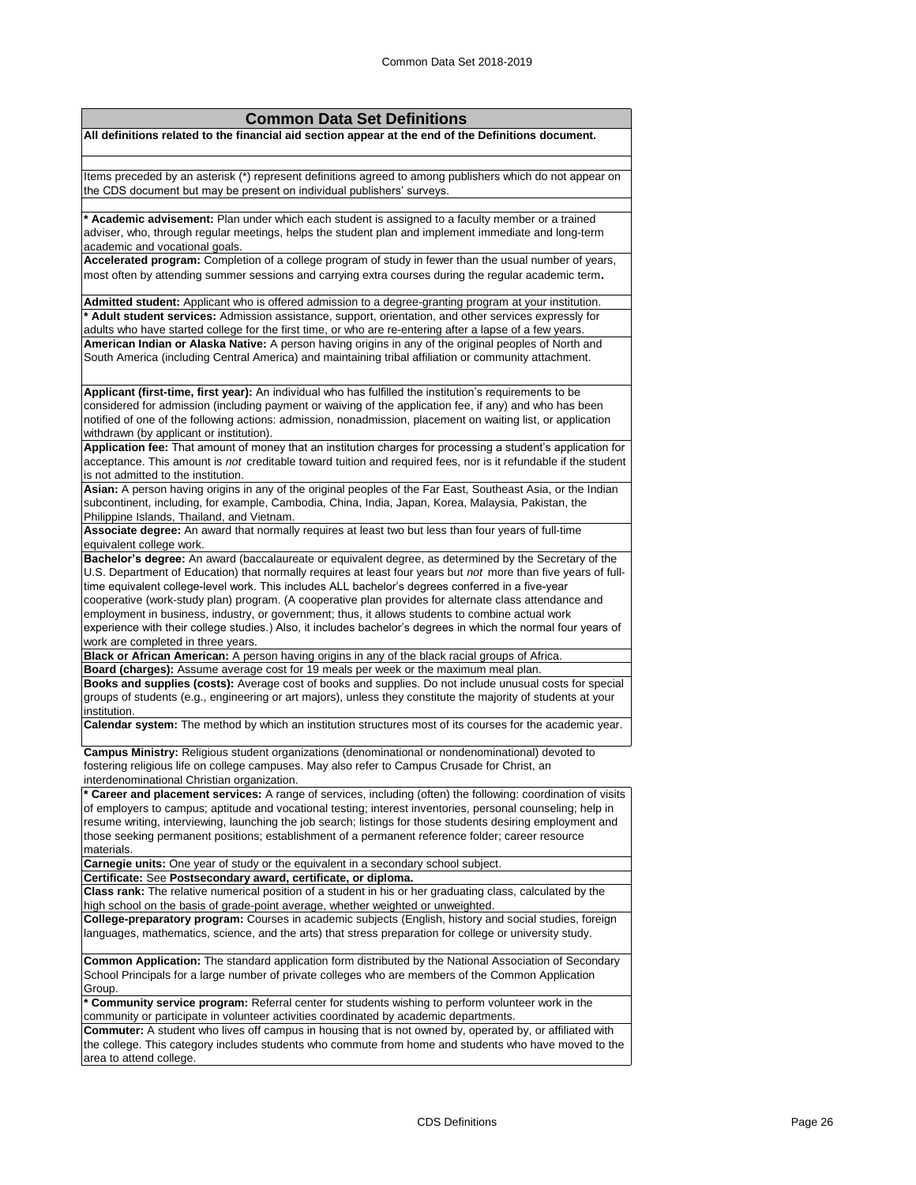## Common Data Set Definitions

**All definitions related to the financial aid section appear at the end of the Definitions document.**

Items preceded by an asterisk (*) represent definitions agreed to among publishers which do not appear on the CDS document but may be present on individual publishers' surveys.

**\* Academic advisement:** Plan under which each student is assigned to a faculty member or a trained adviser, who, through regular meetings, helps the student plan and implement immediate and long-term academic and vocational goals.

**Accelerated program:** Completion of a college program of study in fewer than the usual number of years, most often by attending summer sessions and carrying extra courses during the regular academic term.

**Admitted student:** Applicant who is offered admission to a degree-granting program at your institution.

**\* Adult student services:** Admission assistance, support, orientation, and other services expressly for adults who have started college for the first time, or who are re-entering after a lapse of a few years.

**American Indian or Alaska Native:** A person having origins in any of the original peoples of North and South America (including Central America) and maintaining tribal affiliation or community attachment.

**Applicant (first-time, first year):** An individual who has fulfilled the institution's requirements to be considered for admission (including payment or waiving of the application fee, if any) and who has been notified of one of the following actions: admission, nonadmission, placement on waiting list, or application withdrawn (by applicant or institution).

**Application fee:** That amount of money that an institution charges for processing a student's application for acceptance. This amount is *not* creditable toward tuition and required fees, nor is it refundable if the student is not admitted to the institution.

**Asian:** A person having origins in any of the original peoples of the Far East, Southeast Asia, or the Indian subcontinent, including, for example, Cambodia, China, India, Japan, Korea, Malaysia, Pakistan, the Philippine Islands, Thailand, and Vietnam.

**Associate degree:** An award that normally requires at least two but less than four years of full-time equivalent college work.

**Bachelor's degree:** An award (baccalaureate or equivalent degree, as determined by the Secretary of the U.S. Department of Education) that normally requires at least four years but *not* more than five years of full-time equivalent college-level work. This includes ALL bachelor's degrees conferred in a five-year cooperative (work-study plan) program. (A cooperative plan provides for alternate class attendance and employment in business, industry, or government; thus, it allows students to combine actual work experience with their college studies.) Also, it includes bachelor's degrees in which the normal four years of work are completed in three years.

**Black or African American:** A person having origins in any of the black racial groups of Africa.

**Board (charges):** Assume average cost for 19 meals per week or the maximum meal plan.

**Books and supplies (costs):** Average cost of books and supplies. Do not include unusual costs for special groups of students (e.g., engineering or art majors), unless they constitute the majority of students at your institution.

**Calendar system:** The method by which an institution structures most of its courses for the academic year.

**Campus Ministry:** Religious student organizations (denominational or nondenominational) devoted to fostering religious life on college campuses. May also refer to Campus Crusade for Christ, an interdenominational Christian organization.

**\* Career and placement services:** A range of services, including (often) the following: coordination of visits of employers to campus; aptitude and vocational testing; interest inventories, personal counseling; help in resume writing, interviewing, launching the job search; listings for those students desiring employment and those seeking permanent positions; establishment of a permanent reference folder; career resource materials.

**Carnegie units:** One year of study or the equivalent in a secondary school subject.

**Certificate:** See **Postsecondary award, certificate, or diploma.**

**Class rank:** The relative numerical position of a student in his or her graduating class, calculated by the high school on the basis of grade-point average, whether weighted or unweighted.

**College-preparatory program:** Courses in academic subjects (English, history and social studies, foreign languages, mathematics, science, and the arts) that stress preparation for college or university study.

**Common Application:** The standard application form distributed by the National Association of Secondary School Principals for a large number of private colleges who are members of the Common Application Group.

**\* Community service program:** Referral center for students wishing to perform volunteer work in the community or participate in volunteer activities coordinated by academic departments.

**Commuter:** A student who lives off campus in housing that is not owned by, operated by, or affiliated with the college. This category includes students who commute from home and students who have moved to the area to attend college.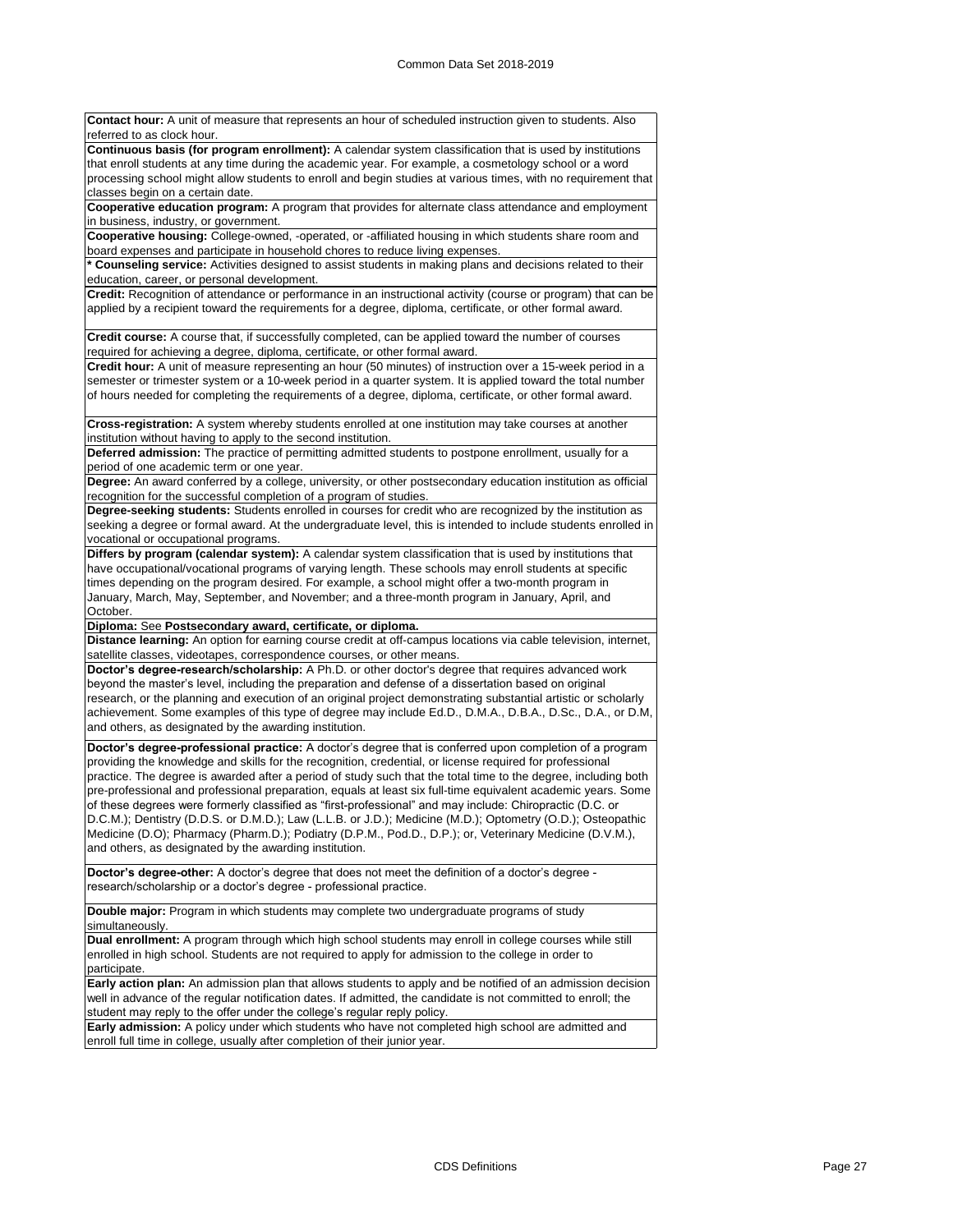**Contact hour:** A unit of measure that represents an hour of scheduled instruction given to students. Also referred to as clock hour.

**Continuous basis (for program enrollment):** A calendar system classification that is used by institutions that enroll students at any time during the academic year. For example, a cosmetology school or a word processing school might allow students to enroll and begin studies at various times, with no requirement that classes begin on a certain date.

**Cooperative education program:** A program that provides for alternate class attendance and employment in business, industry, or government.

**Cooperative housing:** College-owned, -operated, or -affiliated housing in which students share room and board expenses and participate in household chores to reduce living expenses.

* **Counseling service:** Activities designed to assist students in making plans and decisions related to their education, career, or personal development.

**Credit:** Recognition of attendance or performance in an instructional activity (course or program) that can be applied by a recipient toward the requirements for a degree, diploma, certificate, or other formal award.

**Credit course:** A course that, if successfully completed, can be applied toward the number of courses required for achieving a degree, diploma, certificate, or other formal award.

**Credit hour:** A unit of measure representing an hour (50 minutes) of instruction over a 15-week period in a semester or trimester system or a 10-week period in a quarter system. It is applied toward the total number of hours needed for completing the requirements of a degree, diploma, certificate, or other formal award.

**Cross-registration:** A system whereby students enrolled at one institution may take courses at another institution without having to apply to the second institution.

**Deferred admission:** The practice of permitting admitted students to postpone enrollment, usually for a period of one academic term or one year.

**Degree:** An award conferred by a college, university, or other postsecondary education institution as official recognition for the successful completion of a program of studies.

**Degree-seeking students:** Students enrolled in courses for credit who are recognized by the institution as seeking a degree or formal award. At the undergraduate level, this is intended to include students enrolled in vocational or occupational programs.

**Differs by program (calendar system):** A calendar system classification that is used by institutions that have occupational/vocational programs of varying length. These schools may enroll students at specific times depending on the program desired. For example, a school might offer a two-month program in January, March, May, September, and November; and a three-month program in January, April, and October.

**Diploma:** See **Postsecondary award, certificate, or diploma.**

**Distance learning:** An option for earning course credit at off-campus locations via cable television, internet, satellite classes, videotapes, correspondence courses, or other means.

**Doctor's degree-research/scholarship:** A Ph.D. or other doctor's degree that requires advanced work beyond the master's level, including the preparation and defense of a dissertation based on original research, or the planning and execution of an original project demonstrating substantial artistic or scholarly achievement. Some examples of this type of degree may include Ed.D., D.M.A., D.B.A., D.Sc., D.A., or D.M, and others, as designated by the awarding institution.

**Doctor's degree-professional practice:** A doctor's degree that is conferred upon completion of a program providing the knowledge and skills for the recognition, credential, or license required for professional practice. The degree is awarded after a period of study such that the total time to the degree, including both pre-professional and professional preparation, equals at least six full-time equivalent academic years. Some of these degrees were formerly classified as "first-professional" and may include: Chiropractic (D.C. or D.C.M.); Dentistry (D.D.S. or D.M.D.); Law (L.L.B. or J.D.); Medicine (M.D.); Optometry (O.D.); Osteopathic Medicine (D.O); Pharmacy (Pharm.D.); Podiatry (D.P.M., Pod.D., D.P.); or, Veterinary Medicine (D.V.M.), and others, as designated by the awarding institution.

**Doctor's degree-other:** A doctor's degree that does not meet the definition of a doctor's degree - research/scholarship or a doctor's degree - professional practice.

**Double major:** Program in which students may complete two undergraduate programs of study simultaneously.

**Dual enrollment:** A program through which high school students may enroll in college courses while still enrolled in high school. Students are not required to apply for admission to the college in order to participate.

**Early action plan:** An admission plan that allows students to apply and be notified of an admission decision well in advance of the regular notification dates. If admitted, the candidate is not committed to enroll; the student may reply to the offer under the college's regular reply policy.

**Early admission:** A policy under which students who have not completed high school are admitted and enroll full time in college, usually after completion of their junior year.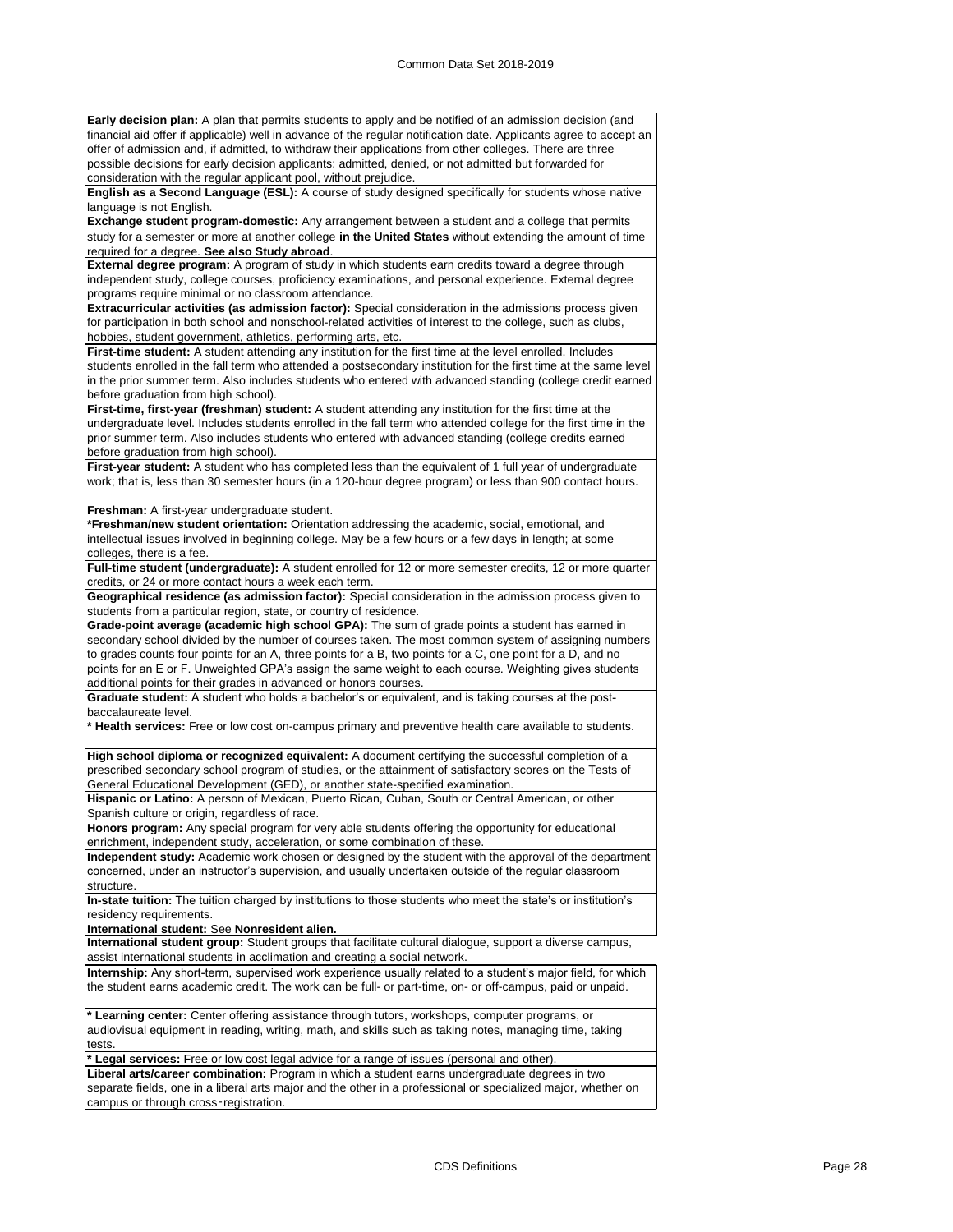**Early decision plan:** A plan that permits students to apply and be notified of an admission decision (and financial aid offer if applicable) well in advance of the regular notification date. Applicants agree to accept an offer of admission and, if admitted, to withdraw their applications from other colleges. There are three possible decisions for early decision applicants: admitted, denied, or not admitted but forwarded for consideration with the regular applicant pool, without prejudice.

**English as a Second Language (ESL):** A course of study designed specifically for students whose native language is not English.

**Exchange student program-domestic:** Any arrangement between a student and a college that permits study for a semester or more at another college **in the United States** without extending the amount of time required for a degree. **See also Study abroad**.

**External degree program:** A program of study in which students earn credits toward a degree through independent study, college courses, proficiency examinations, and personal experience. External degree programs require minimal or no classroom attendance.

**Extracurricular activities (as admission factor):** Special consideration in the admissions process given for participation in both school and nonschool-related activities of interest to the college, such as clubs, hobbies, student government, athletics, performing arts, etc.

**First-time student:** A student attending any institution for the first time at the level enrolled. Includes students enrolled in the fall term who attended a postsecondary institution for the first time at the same level in the prior summer term. Also includes students who entered with advanced standing (college credit earned before graduation from high school).

**First-time, first-year (freshman) student:** A student attending any institution for the first time at the undergraduate level. Includes students enrolled in the fall term who attended college for the first time in the prior summer term. Also includes students who entered with advanced standing (college credits earned before graduation from high school).

**First-year student:** A student who has completed less than the equivalent of 1 full year of undergraduate work; that is, less than 30 semester hours (in a 120-hour degree program) or less than 900 contact hours.

**Freshman:** A first-year undergraduate student.

***Freshman/new student orientation:** Orientation addressing the academic, social, emotional, and intellectual issues involved in beginning college. May be a few hours or a few days in length; at some colleges, there is a fee.

**Full-time student (undergraduate):** A student enrolled for 12 or more semester credits, 12 or more quarter credits, or 24 or more contact hours a week each term.

**Geographical residence (as admission factor):** Special consideration in the admission process given to students from a particular region, state, or country of residence.

**Grade-point average (academic high school GPA):** The sum of grade points a student has earned in secondary school divided by the number of courses taken. The most common system of assigning numbers to grades counts four points for an A, three points for a B, two points for a C, one point for a D, and no points for an E or F. Unweighted GPA's assign the same weight to each course. Weighting gives students additional points for their grades in advanced or honors courses.

**Graduate student:** A student who holds a bachelor's or equivalent, and is taking courses at the post-baccalaureate level.

*** Health services:** Free or low cost on-campus primary and preventive health care available to students.

**High school diploma or recognized equivalent:** A document certifying the successful completion of a prescribed secondary school program of studies, or the attainment of satisfactory scores on the Tests of General Educational Development (GED), or another state-specified examination.

**Hispanic or Latino:** A person of Mexican, Puerto Rican, Cuban, South or Central American, or other Spanish culture or origin, regardless of race.

**Honors program:** Any special program for very able students offering the opportunity for educational enrichment, independent study, acceleration, or some combination of these.

**Independent study:** Academic work chosen or designed by the student with the approval of the department concerned, under an instructor's supervision, and usually undertaken outside of the regular classroom structure.

**In-state tuition:** The tuition charged by institutions to those students who meet the state's or institution's residency requirements.

**International student:** See **Nonresident alien.**

**International student group:** Student groups that facilitate cultural dialogue, support a diverse campus, assist international students in acclimation and creating a social network.

**Internship:** Any short-term, supervised work experience usually related to a student's major field, for which the student earns academic credit. The work can be full- or part-time, on- or off-campus, paid or unpaid.

*** Learning center:** Center offering assistance through tutors, workshops, computer programs, or audiovisual equipment in reading, writing, math, and skills such as taking notes, managing time, taking tests.

*** Legal services:** Free or low cost legal advice for a range of issues (personal and other).

**Liberal arts/career combination:** Program in which a student earns undergraduate degrees in two separate fields, one in a liberal arts major and the other in a professional or specialized major, whether on campus or through cross‑registration.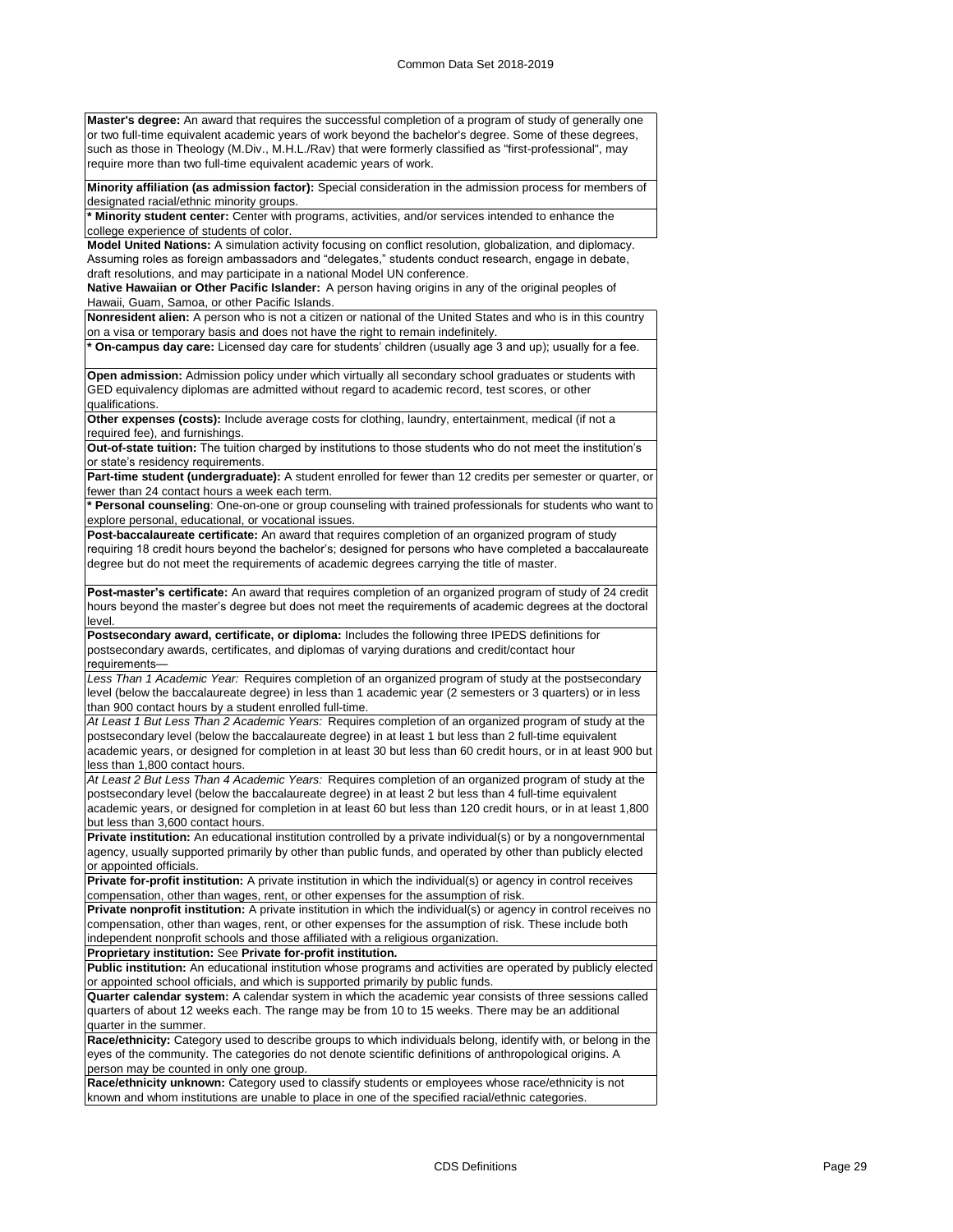**Master's degree:** An award that requires the successful completion of a program of study of generally one or two full-time equivalent academic years of work beyond the bachelor's degree. Some of these degrees, such as those in Theology (M.Div., M.H.L./Rav) that were formerly classified as "first-professional", may require more than two full-time equivalent academic years of work.

**Minority affiliation (as admission factor):** Special consideration in the admission process for members of designated racial/ethnic minority groups.

**\* Minority student center:** Center with programs, activities, and/or services intended to enhance the college experience of students of color.

**Model United Nations:** A simulation activity focusing on conflict resolution, globalization, and diplomacy. Assuming roles as foreign ambassadors and "delegates," students conduct research, engage in debate, draft resolutions, and may participate in a national Model UN conference.

**Native Hawaiian or Other Pacific Islander:** A person having origins in any of the original peoples of Hawaii, Guam, Samoa, or other Pacific Islands.

**Nonresident alien:** A person who is not a citizen or national of the United States and who is in this country on a visa or temporary basis and does not have the right to remain indefinitely.

**\* On-campus day care:** Licensed day care for students' children (usually age 3 and up); usually for a fee.

**Open admission:** Admission policy under which virtually all secondary school graduates or students with GED equivalency diplomas are admitted without regard to academic record, test scores, or other qualifications.

**Other expenses (costs):** Include average costs for clothing, laundry, entertainment, medical (if not a required fee), and furnishings.

**Out-of-state tuition:** The tuition charged by institutions to those students who do not meet the institution's or state's residency requirements.

**Part-time student (undergraduate):** A student enrolled for fewer than 12 credits per semester or quarter, or fewer than 24 contact hours a week each term.

**\* Personal counseling**: One-on-one or group counseling with trained professionals for students who want to explore personal, educational, or vocational issues.

**Post-baccalaureate certificate:** An award that requires completion of an organized program of study requiring 18 credit hours beyond the bachelor's; designed for persons who have completed a baccalaureate degree but do not meet the requirements of academic degrees carrying the title of master.

**Post-master's certificate:** An award that requires completion of an organized program of study of 24 credit hours beyond the master's degree but does not meet the requirements of academic degrees at the doctoral level.

**Postsecondary award, certificate, or diploma:** Includes the following three IPEDS definitions for postsecondary awards, certificates, and diplomas of varying durations and credit/contact hour requirements—

*Less Than 1 Academic Year:* Requires completion of an organized program of study at the postsecondary level (below the baccalaureate degree) in less than 1 academic year (2 semesters or 3 quarters) or in less than 900 contact hours by a student enrolled full-time.

*At Least 1 But Less Than 2 Academic Years:* Requires completion of an organized program of study at the postsecondary level (below the baccalaureate degree) in at least 1 but less than 2 full-time equivalent academic years, or designed for completion in at least 30 but less than 60 credit hours, or in at least 900 but less than 1,800 contact hours.

*At Least 2 But Less Than 4 Academic Years:* Requires completion of an organized program of study at the postsecondary level (below the baccalaureate degree) in at least 2 but less than 4 full-time equivalent academic years, or designed for completion in at least 60 but less than 120 credit hours, or in at least 1,800 but less than 3,600 contact hours.

**Private institution:** An educational institution controlled by a private individual(s) or by a nongovernmental agency, usually supported primarily by other than public funds, and operated by other than publicly elected or appointed officials.

**Private for-profit institution:** A private institution in which the individual(s) or agency in control receives compensation, other than wages, rent, or other expenses for the assumption of risk.

**Private nonprofit institution:** A private institution in which the individual(s) or agency in control receives no compensation, other than wages, rent, or other expenses for the assumption of risk. These include both independent nonprofit schools and those affiliated with a religious organization.

**Proprietary institution:** See **Private for-profit institution.**

**Public institution:** An educational institution whose programs and activities are operated by publicly elected or appointed school officials, and which is supported primarily by public funds.

**Quarter calendar system:** A calendar system in which the academic year consists of three sessions called quarters of about 12 weeks each. The range may be from 10 to 15 weeks. There may be an additional quarter in the summer.

**Race/ethnicity:** Category used to describe groups to which individuals belong, identify with, or belong in the eyes of the community. The categories do not denote scientific definitions of anthropological origins. A person may be counted in only one group.

**Race/ethnicity unknown:** Category used to classify students or employees whose race/ethnicity is not known and whom institutions are unable to place in one of the specified racial/ethnic categories.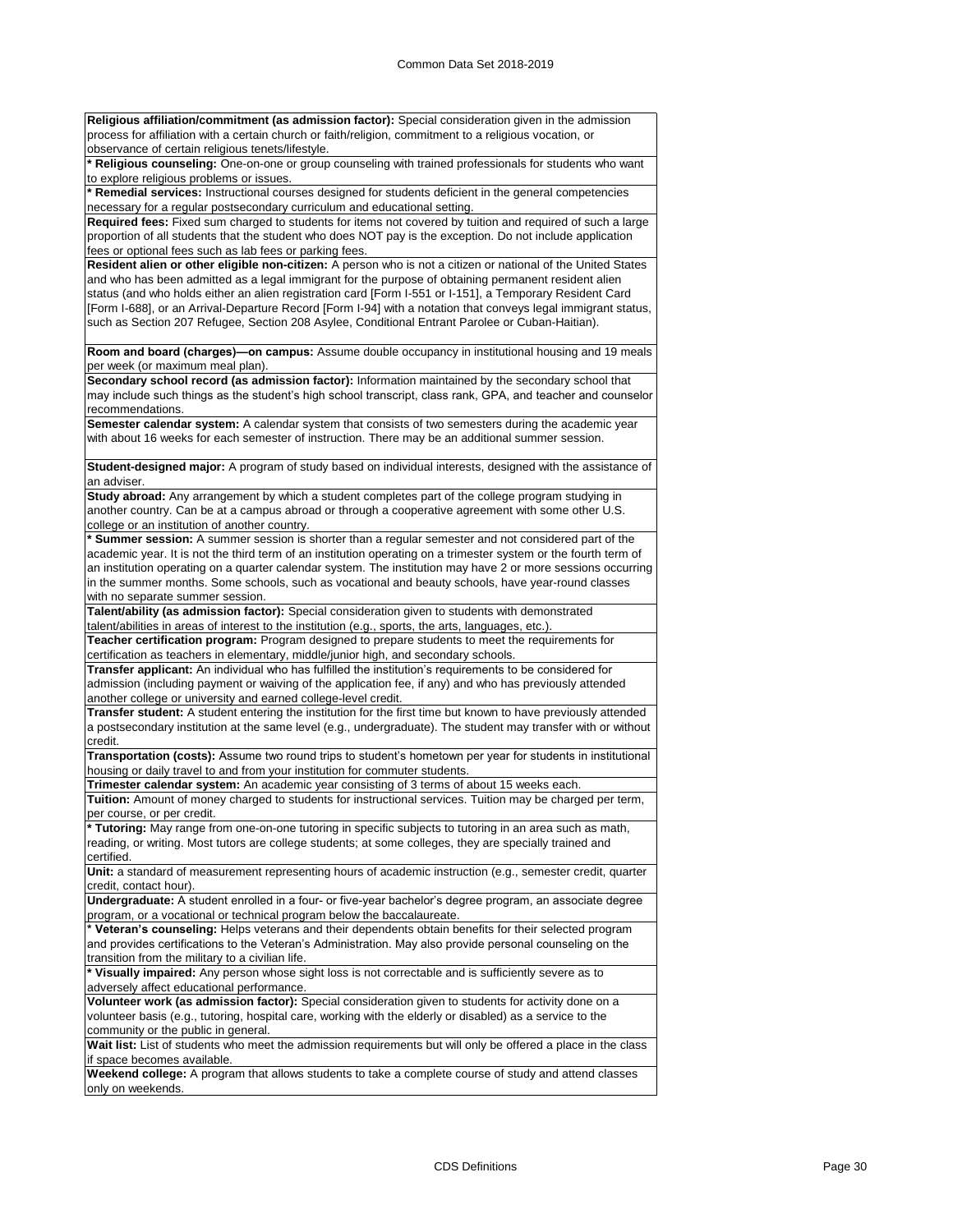**Religious affiliation/commitment (as admission factor):** Special consideration given in the admission process for affiliation with a certain church or faith/religion, commitment to a religious vocation, or observance of certain religious tenets/lifestyle.

*** Religious counseling:** One-on-one or group counseling with trained professionals for students who want to explore religious problems or issues.

*** Remedial services:** Instructional courses designed for students deficient in the general competencies necessary for a regular postsecondary curriculum and educational setting.

**Required fees:** Fixed sum charged to students for items not covered by tuition and required of such a large proportion of all students that the student who does NOT pay is the exception. Do not include application fees or optional fees such as lab fees or parking fees.

**Resident alien or other eligible non-citizen:** A person who is not a citizen or national of the United States and who has been admitted as a legal immigrant for the purpose of obtaining permanent resident alien status (and who holds either an alien registration card [Form I-551 or I-151], a Temporary Resident Card [Form I-688], or an Arrival-Departure Record [Form I-94] with a notation that conveys legal immigrant status, such as Section 207 Refugee, Section 208 Asylee, Conditional Entrant Parolee or Cuban-Haitian).

**Room and board (charges)—on campus:** Assume double occupancy in institutional housing and 19 meals per week (or maximum meal plan).

**Secondary school record (as admission factor):** Information maintained by the secondary school that may include such things as the student's high school transcript, class rank, GPA, and teacher and counselor recommendations.

**Semester calendar system:** A calendar system that consists of two semesters during the academic year with about 16 weeks for each semester of instruction. There may be an additional summer session.

**Student-designed major:** A program of study based on individual interests, designed with the assistance of an adviser.

**Study abroad:** Any arrangement by which a student completes part of the college program studying in another country. Can be at a campus abroad or through a cooperative agreement with some other U.S. college or an institution of another country.

*** Summer session:** A summer session is shorter than a regular semester and not considered part of the academic year. It is not the third term of an institution operating on a trimester system or the fourth term of an institution operating on a quarter calendar system. The institution may have 2 or more sessions occurring in the summer months. Some schools, such as vocational and beauty schools, have year-round classes with no separate summer session.

**Talent/ability (as admission factor):** Special consideration given to students with demonstrated talent/abilities in areas of interest to the institution (e.g., sports, the arts, languages, etc.).

**Teacher certification program:** Program designed to prepare students to meet the requirements for certification as teachers in elementary, middle/junior high, and secondary schools.

**Transfer applicant:** An individual who has fulfilled the institution's requirements to be considered for admission (including payment or waiving of the application fee, if any) and who has previously attended another college or university and earned college-level credit.

**Transfer student:** A student entering the institution for the first time but known to have previously attended a postsecondary institution at the same level (e.g., undergraduate). The student may transfer with or without credit.

**Transportation (costs):** Assume two round trips to student's hometown per year for students in institutional housing or daily travel to and from your institution for commuter students.

**Trimester calendar system:** An academic year consisting of 3 terms of about 15 weeks each.

**Tuition:** Amount of money charged to students for instructional services. Tuition may be charged per term, per course, or per credit.

*** Tutoring:** May range from one-on-one tutoring in specific subjects to tutoring in an area such as math, reading, or writing. Most tutors are college students; at some colleges, they are specially trained and certified.

**Unit:** a standard of measurement representing hours of academic instruction (e.g., semester credit, quarter credit, contact hour).

**Undergraduate:** A student enrolled in a four- or five-year bachelor's degree program, an associate degree program, or a vocational or technical program below the baccalaureate.

*** Veteran's counseling:** Helps veterans and their dependents obtain benefits for their selected program and provides certifications to the Veteran's Administration. May also provide personal counseling on the transition from the military to a civilian life.

*** Visually impaired:** Any person whose sight loss is not correctable and is sufficiently severe as to adversely affect educational performance.

**Volunteer work (as admission factor):** Special consideration given to students for activity done on a volunteer basis (e.g., tutoring, hospital care, working with the elderly or disabled) as a service to the community or the public in general.

**Wait list:** List of students who meet the admission requirements but will only be offered a place in the class if space becomes available.

**Weekend college:** A program that allows students to take a complete course of study and attend classes only on weekends.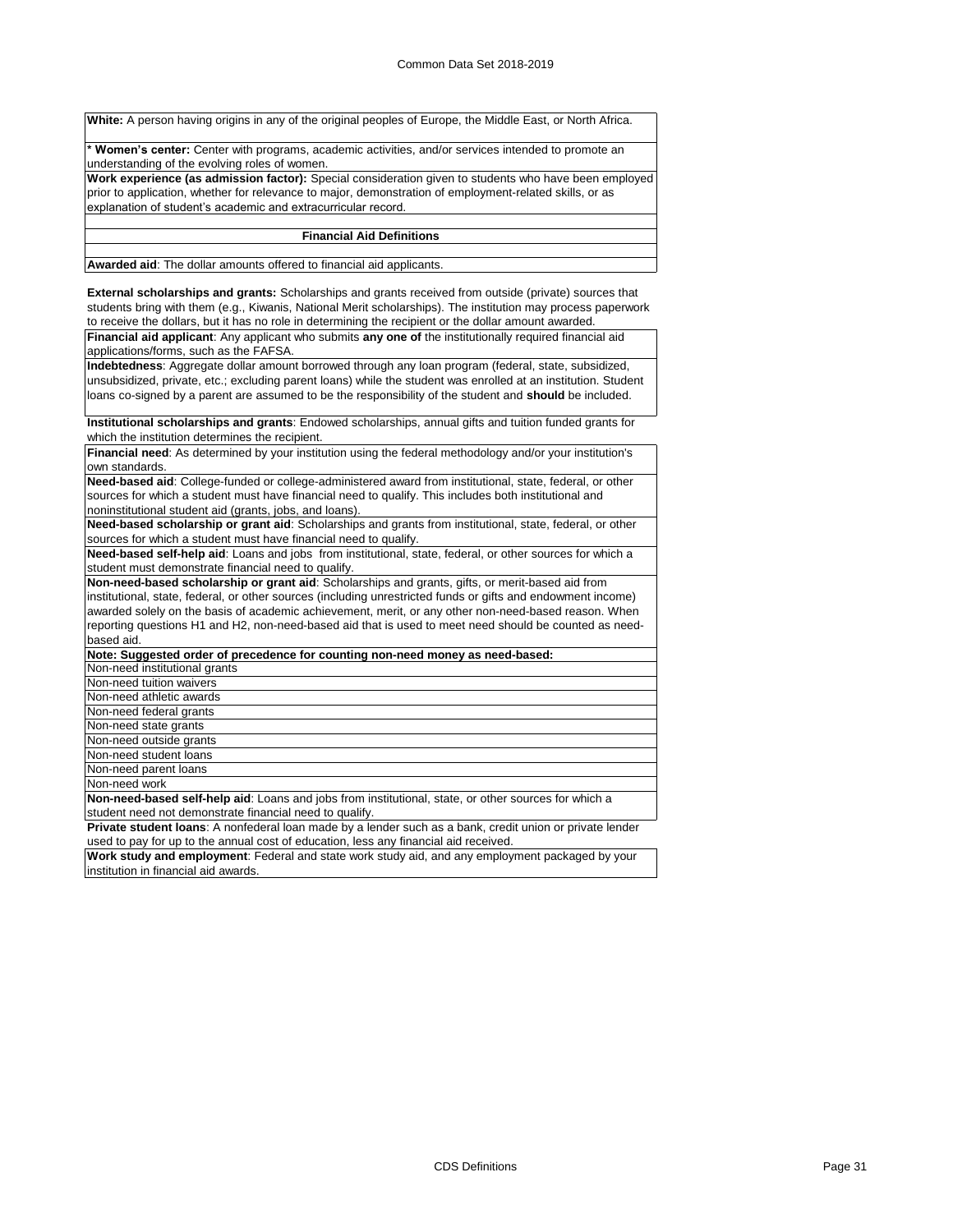**White:** A person having origins in any of the original peoples of Europe, the Middle East, or North Africa.

\* **Women's center:** Center with programs, academic activities, and/or services intended to promote an understanding of the evolving roles of women.

**Work experience (as admission factor):** Special consideration given to students who have been employed prior to application, whether for relevance to major, demonstration of employment-related skills, or as explanation of student's academic and extracurricular record.

## Financial Aid Definitions

**Awarded aid**: The dollar amounts offered to financial aid applicants.

**External scholarships and grants:** Scholarships and grants received from outside (private) sources that students bring with them (e.g., Kiwanis, National Merit scholarships). The institution may process paperwork to receive the dollars, but it has no role in determining the recipient or the dollar amount awarded.

**Financial aid applicant**: Any applicant who submits **any one of** the institutionally required financial aid applications/forms, such as the FAFSA.

**Indebtedness**: Aggregate dollar amount borrowed through any loan program (federal, state, subsidized, unsubsidized, private, etc.; excluding parent loans) while the student was enrolled at an institution. Student loans co-signed by a parent are assumed to be the responsibility of the student and **should** be included.

**Institutional scholarships and grants**: Endowed scholarships, annual gifts and tuition funded grants for which the institution determines the recipient.

**Financial need**: As determined by your institution using the federal methodology and/or your institution's own standards.

**Need-based aid**: College-funded or college-administered award from institutional, state, federal, or other sources for which a student must have financial need to qualify. This includes both institutional and noninstitutional student aid (grants, jobs, and loans).

**Need-based scholarship or grant aid**: Scholarships and grants from institutional, state, federal, or other sources for which a student must have financial need to qualify.

**Need-based self-help aid**: Loans and jobs from institutional, state, federal, or other sources for which a student must demonstrate financial need to qualify.

**Non-need-based scholarship or grant aid**: Scholarships and grants, gifts, or merit-based aid from institutional, state, federal, or other sources (including unrestricted funds or gifts and endowment income) awarded solely on the basis of academic achievement, merit, or any other non-need-based reason. When reporting questions H1 and H2, non-need-based aid that is used to meet need should be counted as need-based aid.

**Note: Suggested order of precedence for counting non-need money as need-based:**

Non-need institutional grants
Non-need tuition waivers
Non-need athletic awards
Non-need federal grants
Non-need state grants
Non-need outside grants
Non-need student loans
Non-need parent loans
Non-need work

**Non-need-based self-help aid**: Loans and jobs from institutional, state, or other sources for which a student need not demonstrate financial need to qualify.

**Private student loans**: A nonfederal loan made by a lender such as a bank, credit union or private lender used to pay for up to the annual cost of education, less any financial aid received.

**Work study and employment**: Federal and state work study aid, and any employment packaged by your institution in financial aid awards.